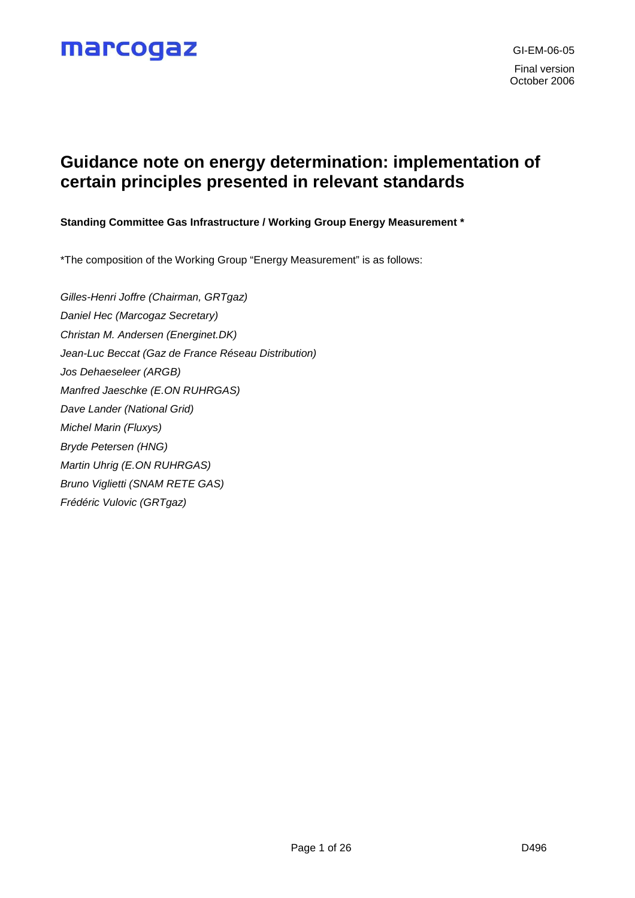marcogaz

GI-EM-06-05

Final version
October 2006

# Guidance note on energy determination: implementation of certain principles presented in relevant standards

**Standing Committee Gas Infrastructure / Working Group Energy Measurement ***

*The composition of the Working Group "Energy Measurement" is as follows:

*Gilles-Henri Joffre (Chairman, GRTgaz)*

*Daniel Hec (Marcogaz Secretary)*

*Christan M. Andersen (Energinet.DK)*

*Jean-Luc Beccat (Gaz de France Réseau Distribution)*

*Jos Dehaeseleer (ARGB)*

*Manfred Jaeschke (E.ON RUHRGAS)*

*Dave Lander (National Grid)*

*Michel Marin (Fluxys)*

*Bryde Petersen (HNG)*

*Martin Uhrig (E.ON RUHRGAS)*

*Bruno Viglietti (SNAM RETE GAS)*

*Frédéric Vulovic (GRTgaz)*

D496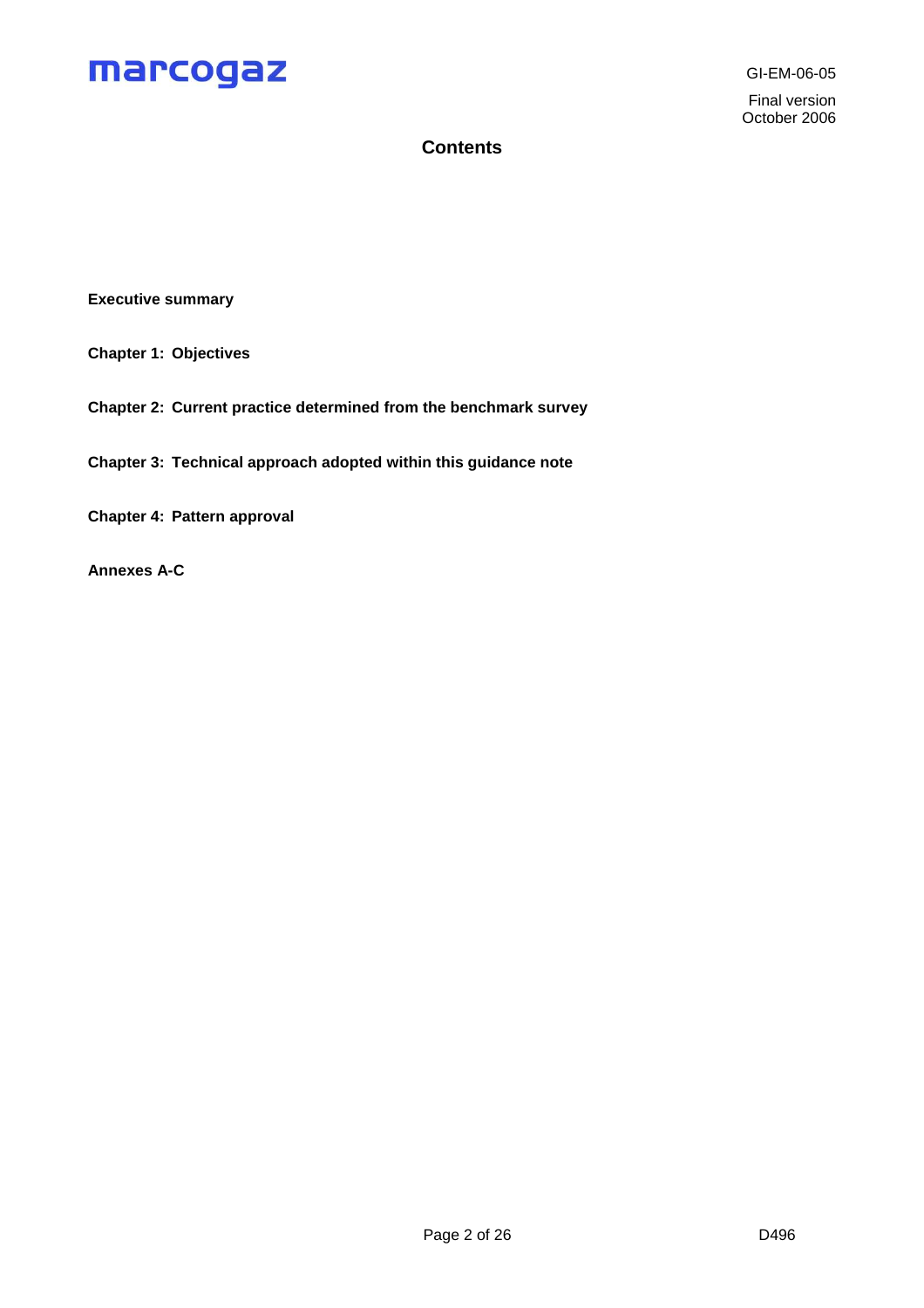# Contents

**Executive summary**

**Chapter 1: Objectives**

**Chapter 2: Current practice determined from the benchmark survey**

**Chapter 3: Technical approach adopted within this guidance note**

**Chapter 4: Pattern approval**

**Annexes A-C**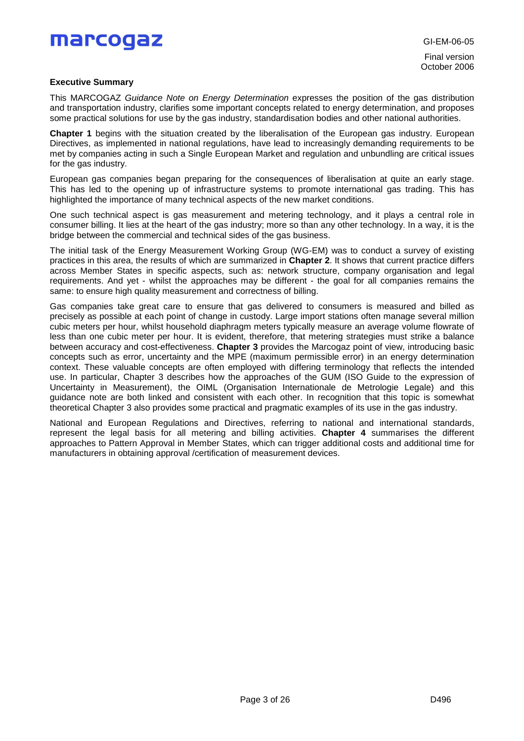## Executive Summary

This MARCOGAZ *Guidance Note on Energy Determination* expresses the position of the gas distribution and transportation industry, clarifies some important concepts related to energy determination, and proposes some practical solutions for use by the gas industry, standardisation bodies and other national authorities.

**Chapter 1** begins with the situation created by the liberalisation of the European gas industry. European Directives, as implemented in national regulations, have lead to increasingly demanding requirements to be met by companies acting in such a Single European Market and regulation and unbundling are critical issues for the gas industry.

European gas companies began preparing for the consequences of liberalisation at quite an early stage. This has led to the opening up of infrastructure systems to promote international gas trading. This has highlighted the importance of many technical aspects of the new market conditions.

One such technical aspect is gas measurement and metering technology, and it plays a central role in consumer billing. It lies at the heart of the gas industry; more so than any other technology. In a way, it is the bridge between the commercial and technical sides of the gas business.

The initial task of the Energy Measurement Working Group (WG-EM) was to conduct a survey of existing practices in this area, the results of which are summarized in **Chapter 2**. It shows that current practice differs across Member States in specific aspects, such as: network structure, company organisation and legal requirements. And yet - whilst the approaches may be different - the goal for all companies remains the same: to ensure high quality measurement and correctness of billing.

Gas companies take great care to ensure that gas delivered to consumers is measured and billed as precisely as possible at each point of change in custody. Large import stations often manage several million cubic meters per hour, whilst household diaphragm meters typically measure an average volume flowrate of less than one cubic meter per hour. It is evident, therefore, that metering strategies must strike a balance between accuracy and cost-effectiveness. **Chapter 3** provides the Marcogaz point of view, introducing basic concepts such as error, uncertainty and the MPE (maximum permissible error) in an energy determination context. These valuable concepts are often employed with differing terminology that reflects the intended use. In particular, Chapter 3 describes how the approaches of the GUM (ISO Guide to the expression of Uncertainty in Measurement), the OIML (Organisation Internationale de Metrologie Legale) and this guidance note are both linked and consistent with each other. In recognition that this topic is somewhat theoretical Chapter 3 also provides some practical and pragmatic examples of its use in the gas industry.

National and European Regulations and Directives, referring to national and international standards, represent the legal basis for all metering and billing activities. **Chapter 4** summarises the different approaches to Pattern Approval in Member States, which can trigger additional costs and additional time for manufacturers in obtaining approval /certification of measurement devices.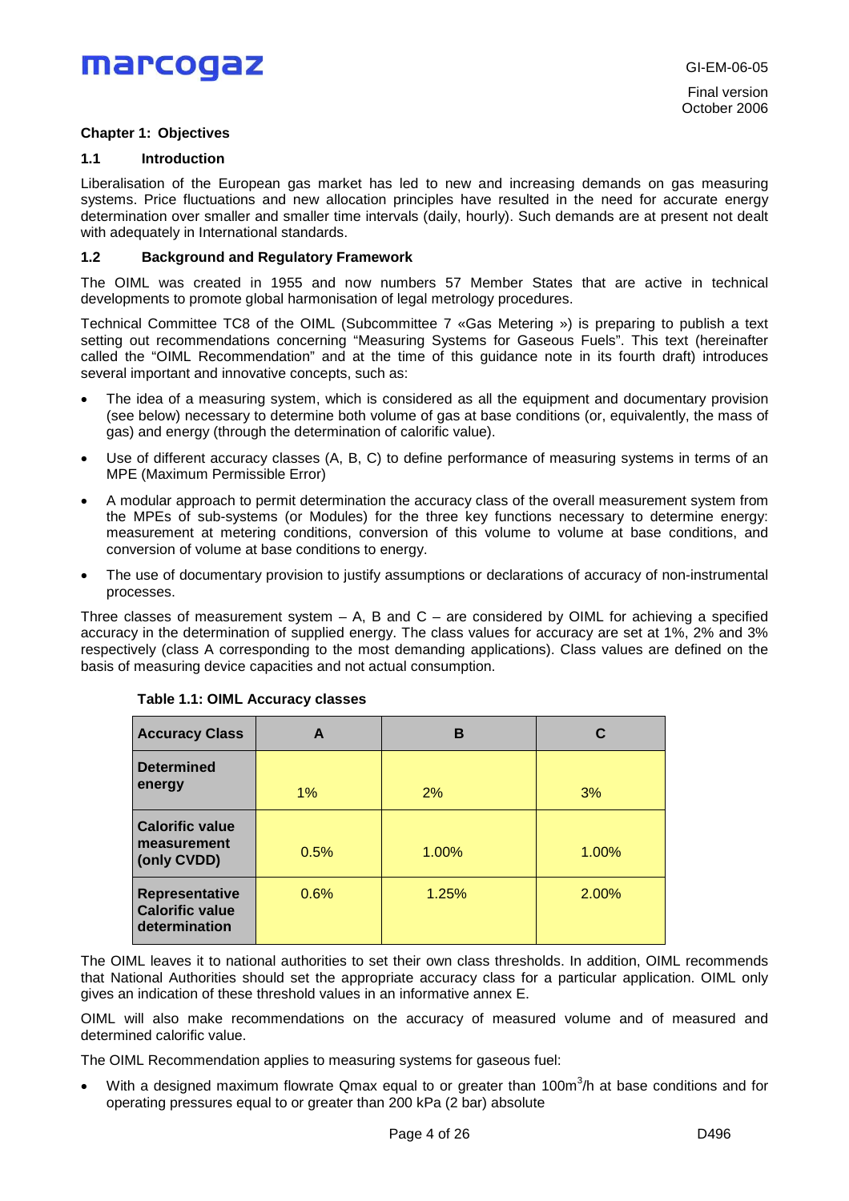## Chapter 1: Objectives

### 1.1 Introduction

Liberalisation of the European gas market has led to new and increasing demands on gas measuring systems. Price fluctuations and new allocation principles have resulted in the need for accurate energy determination over smaller and smaller time intervals (daily, hourly). Such demands are at present not dealt with adequately in International standards.

### 1.2 Background and Regulatory Framework

The OIML was created in 1955 and now numbers 57 Member States that are active in technical developments to promote global harmonisation of legal metrology procedures.

Technical Committee TC8 of the OIML (Subcommittee 7 «Gas Metering ») is preparing to publish a text setting out recommendations concerning "Measuring Systems for Gaseous Fuels". This text (hereinafter called the "OIML Recommendation" and at the time of this guidance note in its fourth draft) introduces several important and innovative concepts, such as:

- The idea of a measuring system, which is considered as all the equipment and documentary provision (see below) necessary to determine both volume of gas at base conditions (or, equivalently, the mass of gas) and energy (through the determination of calorific value).
- Use of different accuracy classes (A, B, C) to define performance of measuring systems in terms of an MPE (Maximum Permissible Error)
- A modular approach to permit determination the accuracy class of the overall measurement system from the MPEs of sub-systems (or Modules) for the three key functions necessary to determine energy: measurement at metering conditions, conversion of this volume to volume at base conditions, and conversion of volume at base conditions to energy.
- The use of documentary provision to justify assumptions or declarations of accuracy of non-instrumental processes.

Three classes of measurement system – A, B and C – are considered by OIML for achieving a specified accuracy in the determination of supplied energy. The class values for accuracy are set at 1%, 2% and 3% respectively (class A corresponding to the most demanding applications). Class values are defined on the basis of measuring device capacities and not actual consumption.

**Table 1.1: OIML Accuracy classes**

| Accuracy Class | A | B | C |
|---|---|---|---|
| **Determined energy** | 1% | 2% | 3% |
| **Calorific value measurement (only CVDD)** | 0.5% | 1.00% | 1.00% |
| **Representative Calorific value determination** | 0.6% | 1.25% | 2.00% |

The OIML leaves it to national authorities to set their own class thresholds. In addition, OIML recommends that National Authorities should set the appropriate accuracy class for a particular application. OIML only gives an indication of these threshold values in an informative annex E.

OIML will also make recommendations on the accuracy of measured volume and of measured and determined calorific value.

The OIML Recommendation applies to measuring systems for gaseous fuel:

- With a designed maximum flowrate Qmax equal to or greater than 100m$^3$/h at base conditions and for operating pressures equal to or greater than 200 kPa (2 bar) absolute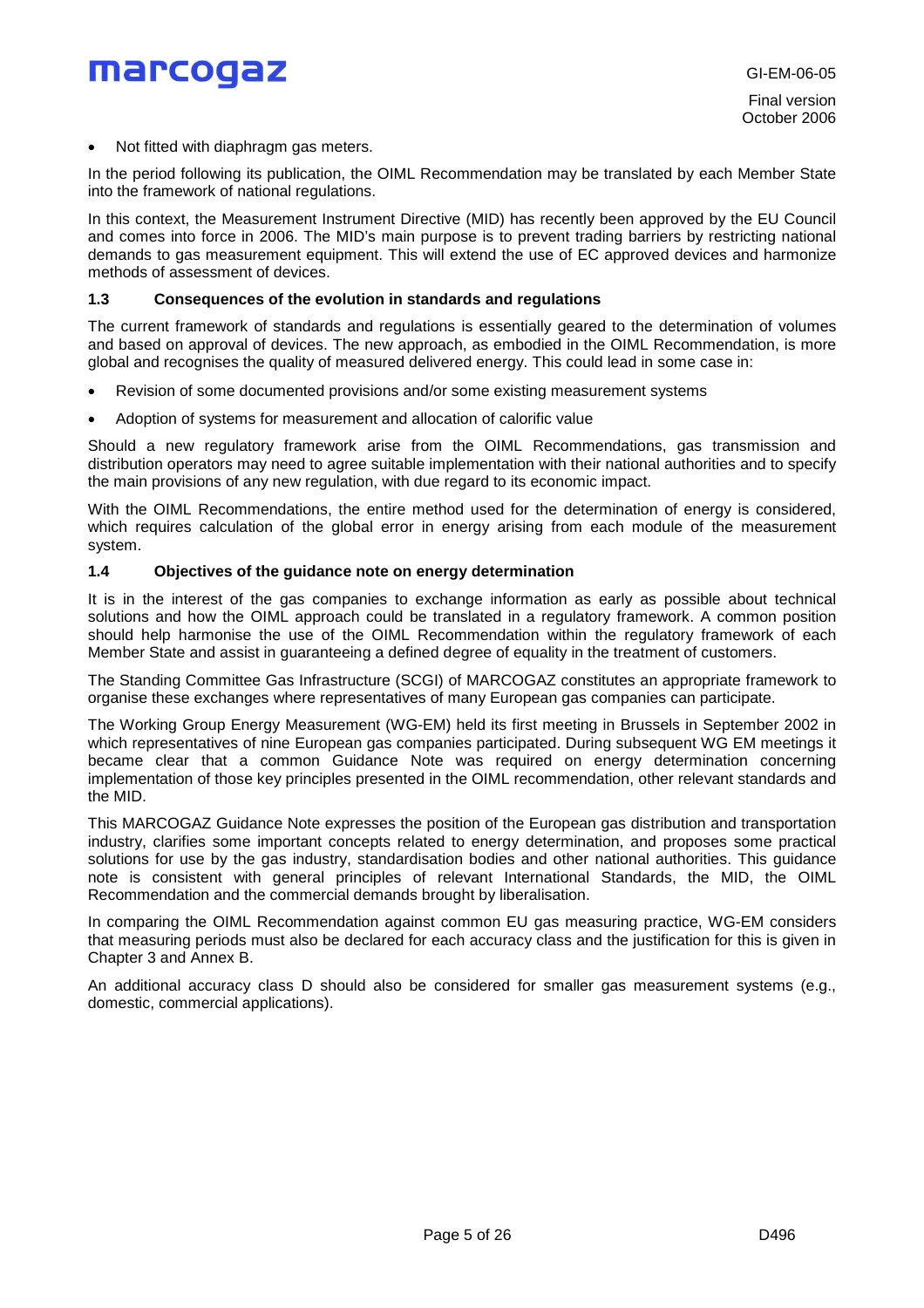- Not fitted with diaphragm gas meters.

In the period following its publication, the OIML Recommendation may be translated by each Member State into the framework of national regulations.

In this context, the Measurement Instrument Directive (MID) has recently been approved by the EU Council and comes into force in 2006. The MID's main purpose is to prevent trading barriers by restricting national demands to gas measurement equipment. This will extend the use of EC approved devices and harmonize methods of assessment of devices.

### 1.3 Consequences of the evolution in standards and regulations

The current framework of standards and regulations is essentially geared to the determination of volumes and based on approval of devices. The new approach, as embodied in the OIML Recommendation, is more global and recognises the quality of measured delivered energy. This could lead in some case in:

- Revision of some documented provisions and/or some existing measurement systems
- Adoption of systems for measurement and allocation of calorific value

Should a new regulatory framework arise from the OIML Recommendations, gas transmission and distribution operators may need to agree suitable implementation with their national authorities and to specify the main provisions of any new regulation, with due regard to its economic impact.

With the OIML Recommendations, the entire method used for the determination of energy is considered, which requires calculation of the global error in energy arising from each module of the measurement system.

### 1.4 Objectives of the guidance note on energy determination

It is in the interest of the gas companies to exchange information as early as possible about technical solutions and how the OIML approach could be translated in a regulatory framework. A common position should help harmonise the use of the OIML Recommendation within the regulatory framework of each Member State and assist in guaranteeing a defined degree of equality in the treatment of customers.

The Standing Committee Gas Infrastructure (SCGI) of MARCOGAZ constitutes an appropriate framework to organise these exchanges where representatives of many European gas companies can participate.

The Working Group Energy Measurement (WG-EM) held its first meeting in Brussels in September 2002 in which representatives of nine European gas companies participated. During subsequent WG EM meetings it became clear that a common Guidance Note was required on energy determination concerning implementation of those key principles presented in the OIML recommendation, other relevant standards and the MID.

This MARCOGAZ Guidance Note expresses the position of the European gas distribution and transportation industry, clarifies some important concepts related to energy determination, and proposes some practical solutions for use by the gas industry, standardisation bodies and other national authorities. This guidance note is consistent with general principles of relevant International Standards, the MID, the OIML Recommendation and the commercial demands brought by liberalisation.

In comparing the OIML Recommendation against common EU gas measuring practice, WG-EM considers that measuring periods must also be declared for each accuracy class and the justification for this is given in Chapter 3 and Annex B.

An additional accuracy class D should also be considered for smaller gas measurement systems (e.g., domestic, commercial applications).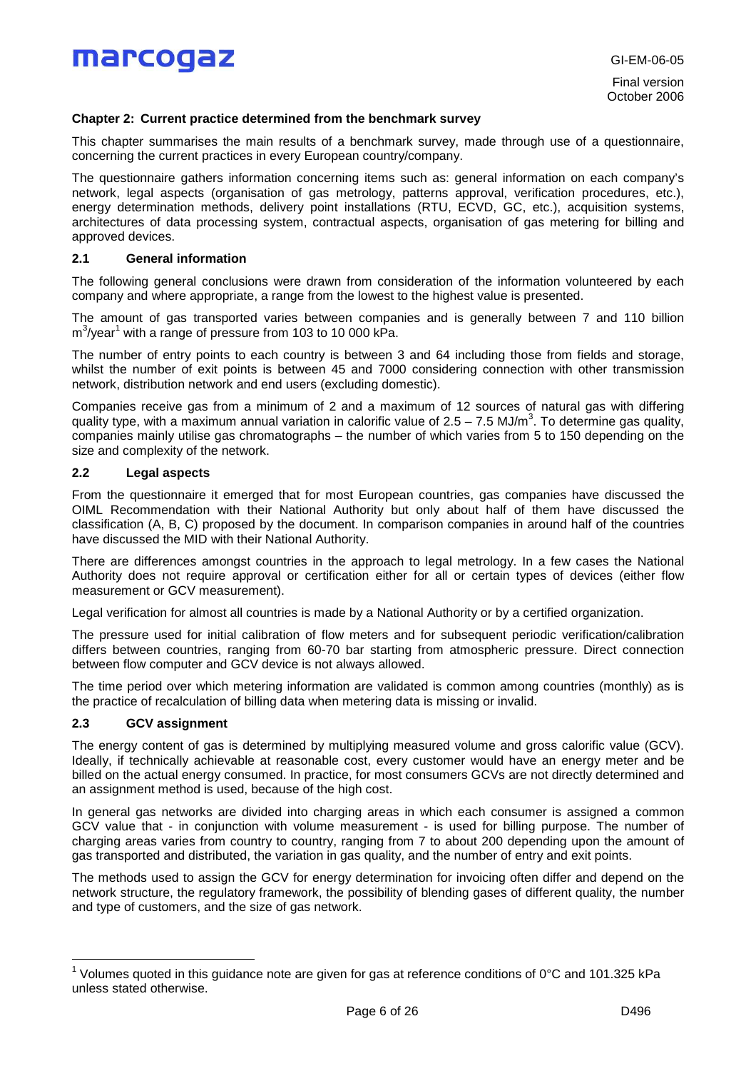## Chapter 2: Current practice determined from the benchmark survey

This chapter summarises the main results of a benchmark survey, made through use of a questionnaire, concerning the current practices in every European country/company.

The questionnaire gathers information concerning items such as: general information on each company's network, legal aspects (organisation of gas metrology, patterns approval, verification procedures, etc.), energy determination methods, delivery point installations (RTU, ECVD, GC, etc.), acquisition systems, architectures of data processing system, contractual aspects, organisation of gas metering for billing and approved devices.

### 2.1 General information

The following general conclusions were drawn from consideration of the information volunteered by each company and where appropriate, a range from the lowest to the highest value is presented.

The amount of gas transported varies between companies and is generally between 7 and 110 billion $m^3$/year[1] with a range of pressure from 103 to 10 000 kPa.

The number of entry points to each country is between 3 and 64 including those from fields and storage, whilst the number of exit points is between 45 and 7000 considering connection with other transmission network, distribution network and end users (excluding domestic).

Companies receive gas from a minimum of 2 and a maximum of 12 sources of natural gas with differing quality type, with a maximum annual variation in calorific value of 2.5 – 7.5 MJ/$m^3$. To determine gas quality, companies mainly utilise gas chromatographs – the number of which varies from 5 to 150 depending on the size and complexity of the network.

### 2.2 Legal aspects

From the questionnaire it emerged that for most European countries, gas companies have discussed the OIML Recommendation with their National Authority but only about half of them have discussed the classification (A, B, C) proposed by the document. In comparison companies in around half of the countries have discussed the MID with their National Authority.

There are differences amongst countries in the approach to legal metrology. In a few cases the National Authority does not require approval or certification either for all or certain types of devices (either flow measurement or GCV measurement).

Legal verification for almost all countries is made by a National Authority or by a certified organization.

The pressure used for initial calibration of flow meters and for subsequent periodic verification/calibration differs between countries, ranging from 60-70 bar starting from atmospheric pressure. Direct connection between flow computer and GCV device is not always allowed.

The time period over which metering information are validated is common among countries (monthly) as is the practice of recalculation of billing data when metering data is missing or invalid.

### 2.3 GCV assignment

The energy content of gas is determined by multiplying measured volume and gross calorific value (GCV). Ideally, if technically achievable at reasonable cost, every customer would have an energy meter and be billed on the actual energy consumed. In practice, for most consumers GCVs are not directly determined and an assignment method is used, because of the high cost.

In general gas networks are divided into charging areas in which each consumer is assigned a common GCV value that - in conjunction with volume measurement - is used for billing purpose. The number of charging areas varies from country to country, ranging from 7 to about 200 depending upon the amount of gas transported and distributed, the variation in gas quality, and the number of entry and exit points.

The methods used to assign the GCV for energy determination for invoicing often differ and depend on the network structure, the regulatory framework, the possibility of blending gases of different quality, the number and type of customers, and the size of gas network.

---

[1] Volumes quoted in this guidance note are given for gas at reference conditions of 0°C and 101.325 kPa unless stated otherwise.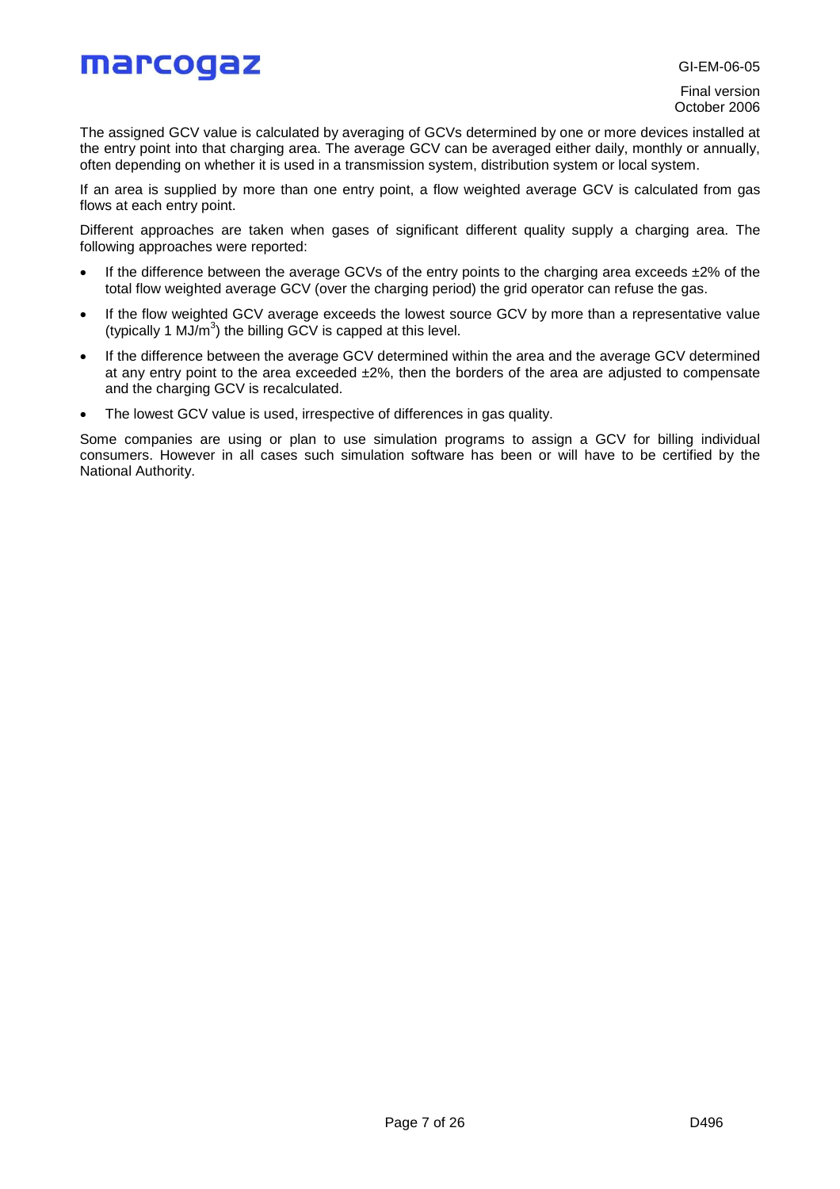The assigned GCV value is calculated by averaging of GCVs determined by one or more devices installed at the entry point into that charging area. The average GCV can be averaged either daily, monthly or annually, often depending on whether it is used in a transmission system, distribution system or local system.

If an area is supplied by more than one entry point, a flow weighted average GCV is calculated from gas flows at each entry point.

Different approaches are taken when gases of significant different quality supply a charging area. The following approaches were reported:

- If the difference between the average GCVs of the entry points to the charging area exceeds ±2% of the total flow weighted average GCV (over the charging period) the grid operator can refuse the gas.
- If the flow weighted GCV average exceeds the lowest source GCV by more than a representative value (typically 1 $MJ/m^3$) the billing GCV is capped at this level.
- If the difference between the average GCV determined within the area and the average GCV determined at any entry point to the area exceeded ±2%, then the borders of the area are adjusted to compensate and the charging GCV is recalculated.
- The lowest GCV value is used, irrespective of differences in gas quality.

Some companies are using or plan to use simulation programs to assign a GCV for billing individual consumers. However in all cases such simulation software has been or will have to be certified by the National Authority.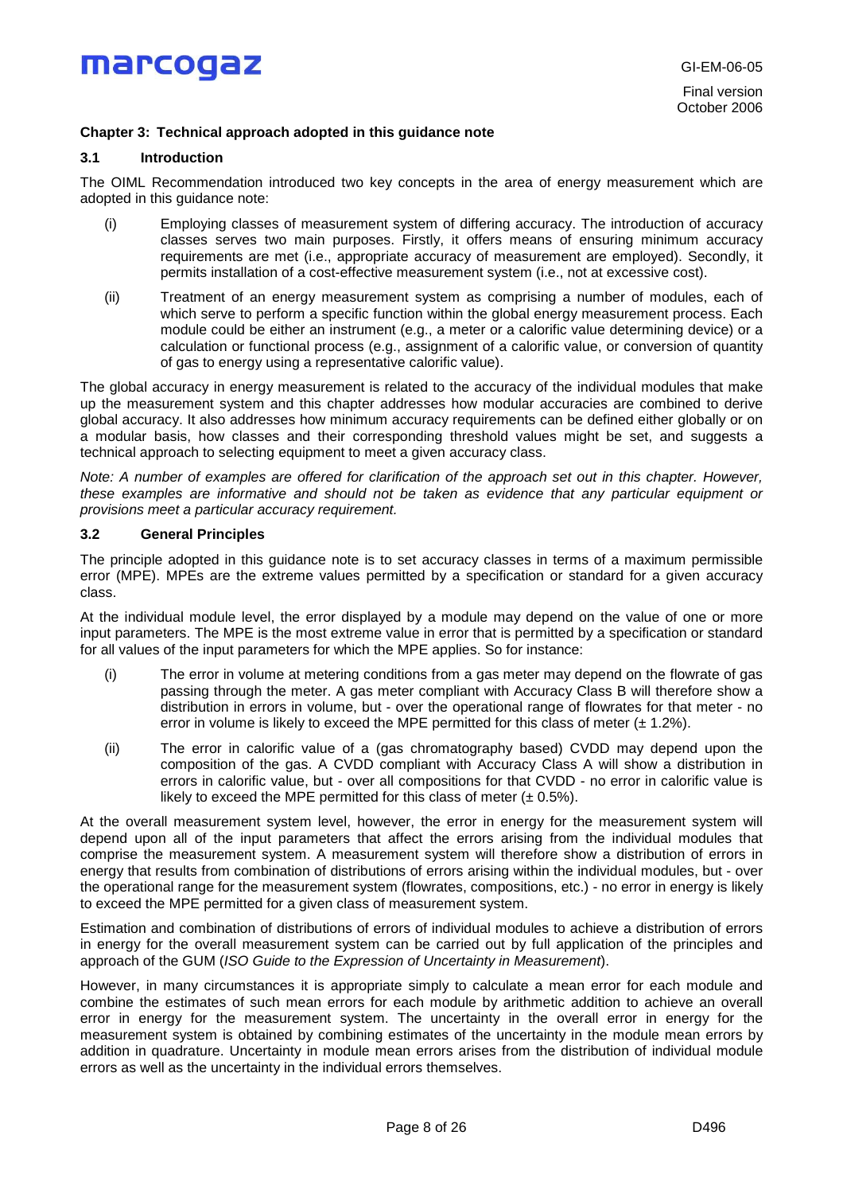## Chapter 3: Technical approach adopted in this guidance note

### 3.1 Introduction

The OIML Recommendation introduced two key concepts in the area of energy measurement which are adopted in this guidance note:

(i) Employing classes of measurement system of differing accuracy. The introduction of accuracy classes serves two main purposes. Firstly, it offers means of ensuring minimum accuracy requirements are met (i.e., appropriate accuracy of measurement are employed). Secondly, it permits installation of a cost-effective measurement system (i.e., not at excessive cost).

(ii) Treatment of an energy measurement system as comprising a number of modules, each of which serve to perform a specific function within the global energy measurement process. Each module could be either an instrument (e.g., a meter or a calorific value determining device) or a calculation or functional process (e.g., assignment of a calorific value, or conversion of quantity of gas to energy using a representative calorific value).

The global accuracy in energy measurement is related to the accuracy of the individual modules that make up the measurement system and this chapter addresses how modular accuracies are combined to derive global accuracy. It also addresses how minimum accuracy requirements can be defined either globally or on a modular basis, how classes and their corresponding threshold values might be set, and suggests a technical approach to selecting equipment to meet a given accuracy class.

*Note: A number of examples are offered for clarification of the approach set out in this chapter. However, these examples are informative and should not be taken as evidence that any particular equipment or provisions meet a particular accuracy requirement.*

### 3.2 General Principles

The principle adopted in this guidance note is to set accuracy classes in terms of a maximum permissible error (MPE). MPEs are the extreme values permitted by a specification or standard for a given accuracy class.

At the individual module level, the error displayed by a module may depend on the value of one or more input parameters. The MPE is the most extreme value in error that is permitted by a specification or standard for all values of the input parameters for which the MPE applies. So for instance:

(i) The error in volume at metering conditions from a gas meter may depend on the flowrate of gas passing through the meter. A gas meter compliant with Accuracy Class B will therefore show a distribution in errors in volume, but - over the operational range of flowrates for that meter - no error in volume is likely to exceed the MPE permitted for this class of meter (± 1.2%).

(ii) The error in calorific value of a (gas chromatography based) CVDD may depend upon the composition of the gas. A CVDD compliant with Accuracy Class A will show a distribution in errors in calorific value, but - over all compositions for that CVDD - no error in calorific value is likely to exceed the MPE permitted for this class of meter (± 0.5%).

At the overall measurement system level, however, the error in energy for the measurement system will depend upon all of the input parameters that affect the errors arising from the individual modules that comprise the measurement system. A measurement system will therefore show a distribution of errors in energy that results from combination of distributions of errors arising within the individual modules, but - over the operational range for the measurement system (flowrates, compositions, etc.) - no error in energy is likely to exceed the MPE permitted for a given class of measurement system.

Estimation and combination of distributions of errors of individual modules to achieve a distribution of errors in energy for the overall measurement system can be carried out by full application of the principles and approach of the GUM (*ISO Guide to the Expression of Uncertainty in Measurement*).

However, in many circumstances it is appropriate simply to calculate a mean error for each module and combine the estimates of such mean errors for each module by arithmetic addition to achieve an overall error in energy for the measurement system. The uncertainty in the overall error in energy for the measurement system is obtained by combining estimates of the uncertainty in the module mean errors by addition in quadrature. Uncertainty in module mean errors arises from the distribution of individual module errors as well as the uncertainty in the individual errors themselves.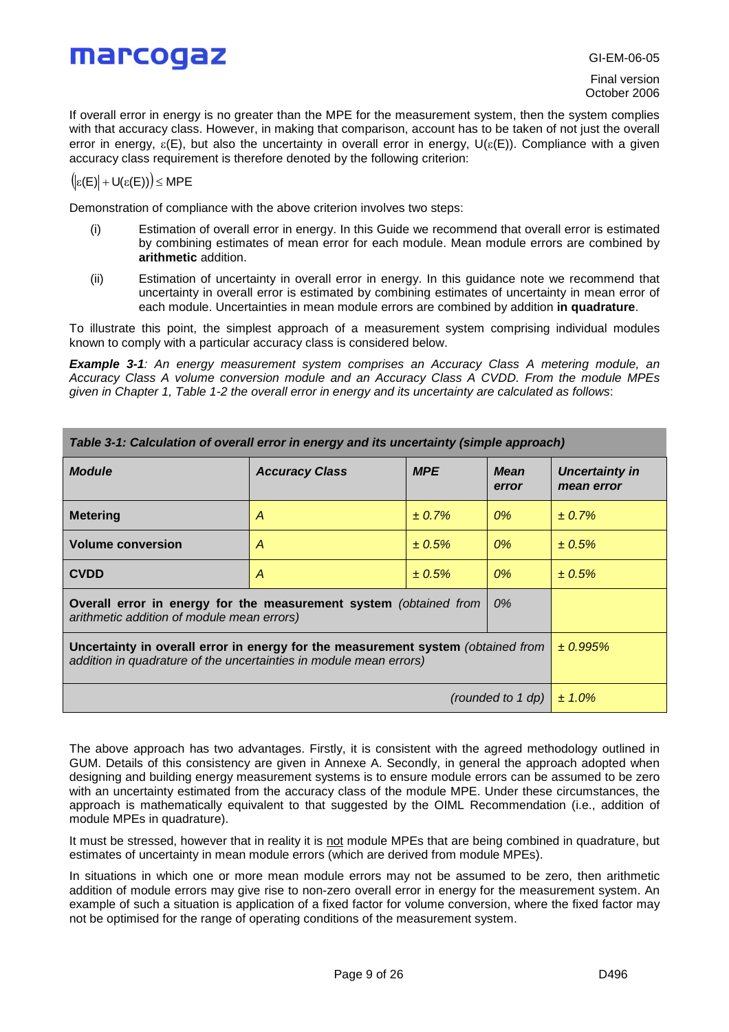If overall error in energy is no greater than the MPE for the measurement system, then the system complies with that accuracy class. However, in making that comparison, account has to be taken of not just the overall error in energy, $\varepsilon(E)$, but also the uncertainty in overall error in energy, $U(\varepsilon(E))$. Compliance with a given accuracy class requirement is therefore denoted by the following criterion:

$$\left(|\varepsilon(E)| + U(\varepsilon(E))\right) \leq \text{MPE}$$

Demonstration of compliance with the above criterion involves two steps:

(i) Estimation of overall error in energy. In this Guide we recommend that overall error is estimated by combining estimates of mean error for each module. Mean module errors are combined by **arithmetic** addition.

(ii) Estimation of uncertainty in overall error in energy. In this guidance note we recommend that uncertainty in overall error is estimated by combining estimates of uncertainty in mean error of each module. Uncertainties in mean module errors are combined by addition **in quadrature**.

To illustrate this point, the simplest approach of a measurement system comprising individual modules known to comply with a particular accuracy class is considered below.

***Example 3-1****: An energy measurement system comprises an Accuracy Class A metering module, an Accuracy Class A volume conversion module and an Accuracy Class A CVDD. From the module MPEs given in Chapter 1, Table 1-2 the overall error in energy and its uncertainty are calculated as follows*:

***Table 3-1: Calculation of overall error in energy and its uncertainty (simple approach)***

| ***Module*** | ***Accuracy Class*** | ***MPE*** | ***Mean error*** | ***Uncertainty in mean error*** |
|---|---|---|---|---|
| **Metering** | *A* | *± 0.7%* | *0%* | *± 0.7%* |
| **Volume conversion** | *A* | *± 0.5%* | *0%* | *± 0.5%* |
| **CVDD** | *A* | *± 0.5%* | *0%* | *± 0.5%* |
| **Overall error in energy for the measurement system** *(obtained from arithmetic addition of module mean errors)* | | | *0%* | |
| **Uncertainty in overall error in energy for the measurement system** *(obtained from addition in quadrature of the uncertainties in module mean errors)* | | | | *± 0.995%* |
| *(rounded to 1 dp)* | | | | *± 1.0%* |

The above approach has two advantages. Firstly, it is consistent with the agreed methodology outlined in GUM. Details of this consistency are given in Annexe A. Secondly, in general the approach adopted when designing and building energy measurement systems is to ensure module errors can be assumed to be zero with an uncertainty estimated from the accuracy class of the module MPE. Under these circumstances, the approach is mathematically equivalent to that suggested by the OIML Recommendation (i.e., addition of module MPEs in quadrature).

It must be stressed, however that in reality it is not module MPEs that are being combined in quadrature, but estimates of uncertainty in mean module errors (which are derived from module MPEs).

In situations in which one or more mean module errors may not be assumed to be zero, then arithmetic addition of module errors may give rise to non-zero overall error in energy for the measurement system. An example of such a situation is application of a fixed factor for volume conversion, where the fixed factor may not be optimised for the range of operating conditions of the measurement system.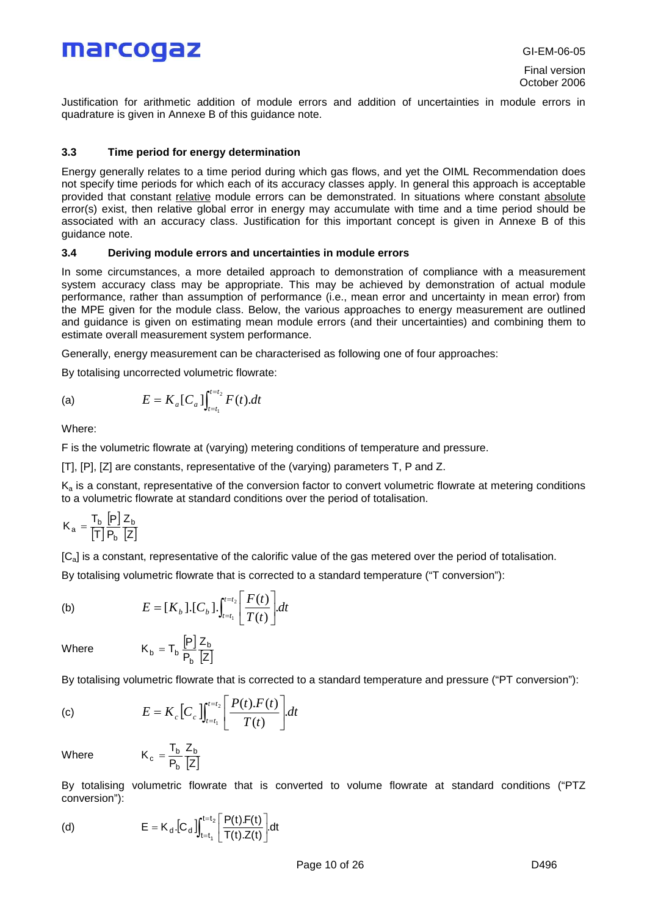Justification for arithmetic addition of module errors and addition of uncertainties in module errors in quadrature is given in Annexe B of this guidance note.

### 3.3 Time period for energy determination

Energy generally relates to a time period during which gas flows, and yet the OIML Recommendation does not specify time periods for which each of its accuracy classes apply. In general this approach is acceptable provided that constant <u>relative</u> module errors can be demonstrated. In situations where constant <u>absolute</u> error(s) exist, then relative global error in energy may accumulate with time and a time period should be associated with an accuracy class. Justification for this important concept is given in Annexe B of this guidance note.

### 3.4 Deriving module errors and uncertainties in module errors

In some circumstances, a more detailed approach to demonstration of compliance with a measurement system accuracy class may be appropriate. This may be achieved by demonstration of actual module performance, rather than assumption of performance (i.e., mean error and uncertainty in mean error) from the MPE given for the module class. Below, the various approaches to energy measurement are outlined and guidance is given on estimating mean module errors (and their uncertainties) and combining them to estimate overall measurement system performance.

Generally, energy measurement can be characterised as following one of four approaches:

By totalising uncorrected volumetric flowrate:

(a) $$E = K_a[C_a]\int_{t=t_1}^{t=t_2} F(t).dt$$

Where:

F is the volumetric flowrate at (varying) metering conditions of temperature and pressure.

[T], [P], [Z] are constants, representative of the (varying) parameters T, P and Z.

$K_a$ is a constant, representative of the conversion factor to convert volumetric flowrate at metering conditions to a volumetric flowrate at standard conditions over the period of totalisation.

$$K_a = \frac{T_b}{[T]}\frac{[P]}{P_b}\frac{Z_b}{[Z]}$$

$[C_a]$ is a constant, representative of the calorific value of the gas metered over the period of totalisation.

By totalising volumetric flowrate that is corrected to a standard temperature ("T conversion"):

(b) $$E = [K_b].[C_b].\int_{t=t_1}^{t=t_2}\left[\frac{F(t)}{T(t)}\right].dt$$

Where $$K_b = T_b\frac{[P]}{P_b}\frac{Z_b}{[Z]}$$

By totalising volumetric flowrate that is corrected to a standard temperature and pressure ("PT conversion"):

(c) $$E = K_c[C_c]\int_{t=t_1}^{t=t_2}\left[\frac{P(t).F(t)}{T(t)}\right].dt$$

Where $$K_c = \frac{T_b}{P_b}\frac{Z_b}{[Z]}$$

By totalising volumetric flowrate that is converted to volume flowrate at standard conditions ("PTZ conversion"):

(d) $$E = K_d.[C_d]\int_{t=t_1}^{t=t_2}\left[\frac{P(t).F(t)}{T(t).Z(t)}\right].dt$$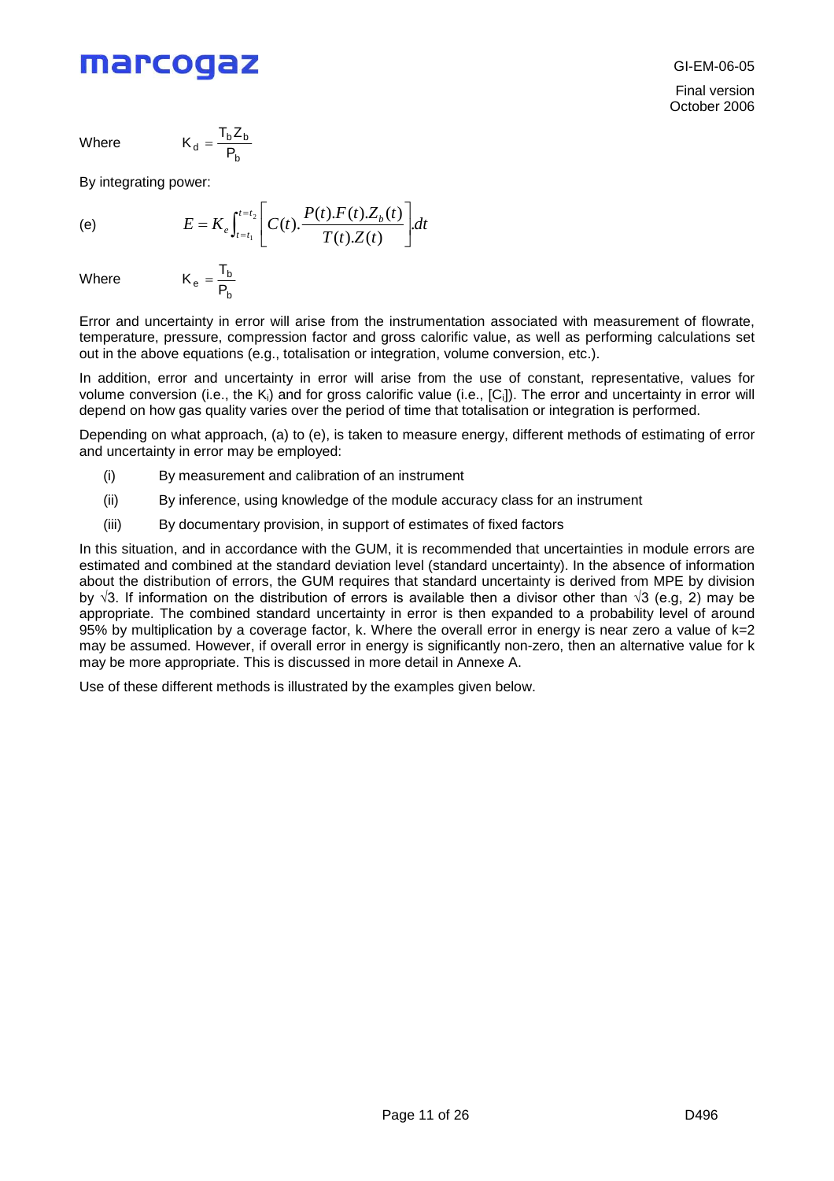Where $$K_d = \frac{T_b Z_b}{P_b}$$

By integrating power:

(e) $$E = K_e \int_{t=t_1}^{t=t_2} \left[ C(t).\frac{P(t).F(t).Z_b(t)}{T(t).Z(t)} \right] .dt$$

Where $$K_e = \frac{T_b}{P_b}$$

Error and uncertainty in error will arise from the instrumentation associated with measurement of flowrate, temperature, pressure, compression factor and gross calorific value, as well as performing calculations set out in the above equations (e.g., totalisation or integration, volume conversion, etc.).

In addition, error and uncertainty in error will arise from the use of constant, representative, values for volume conversion (i.e., the $K_i$) and for gross calorific value (i.e., $[C_i]$). The error and uncertainty in error will depend on how gas quality varies over the period of time that totalisation or integration is performed.

Depending on what approach, (a) to (e), is taken to measure energy, different methods of estimating of error and uncertainty in error may be employed:

(i) By measurement and calibration of an instrument

(ii) By inference, using knowledge of the module accuracy class for an instrument

(iii) By documentary provision, in support of estimates of fixed factors

In this situation, and in accordance with the GUM, it is recommended that uncertainties in module errors are estimated and combined at the standard deviation level (standard uncertainty). In the absence of information about the distribution of errors, the GUM requires that standard uncertainty is derived from MPE by division by $\sqrt{3}$. If information on the distribution of errors is available then a divisor other than $\sqrt{3}$ (e.g, 2) may be appropriate. The combined standard uncertainty in error is then expanded to a probability level of around 95% by multiplication by a coverage factor, k. Where the overall error in energy is near zero a value of $k=2$ may be assumed. However, if overall error in energy is significantly non-zero, then an alternative value for k may be more appropriate. This is discussed in more detail in Annexe A.

Use of these different methods is illustrated by the examples given below.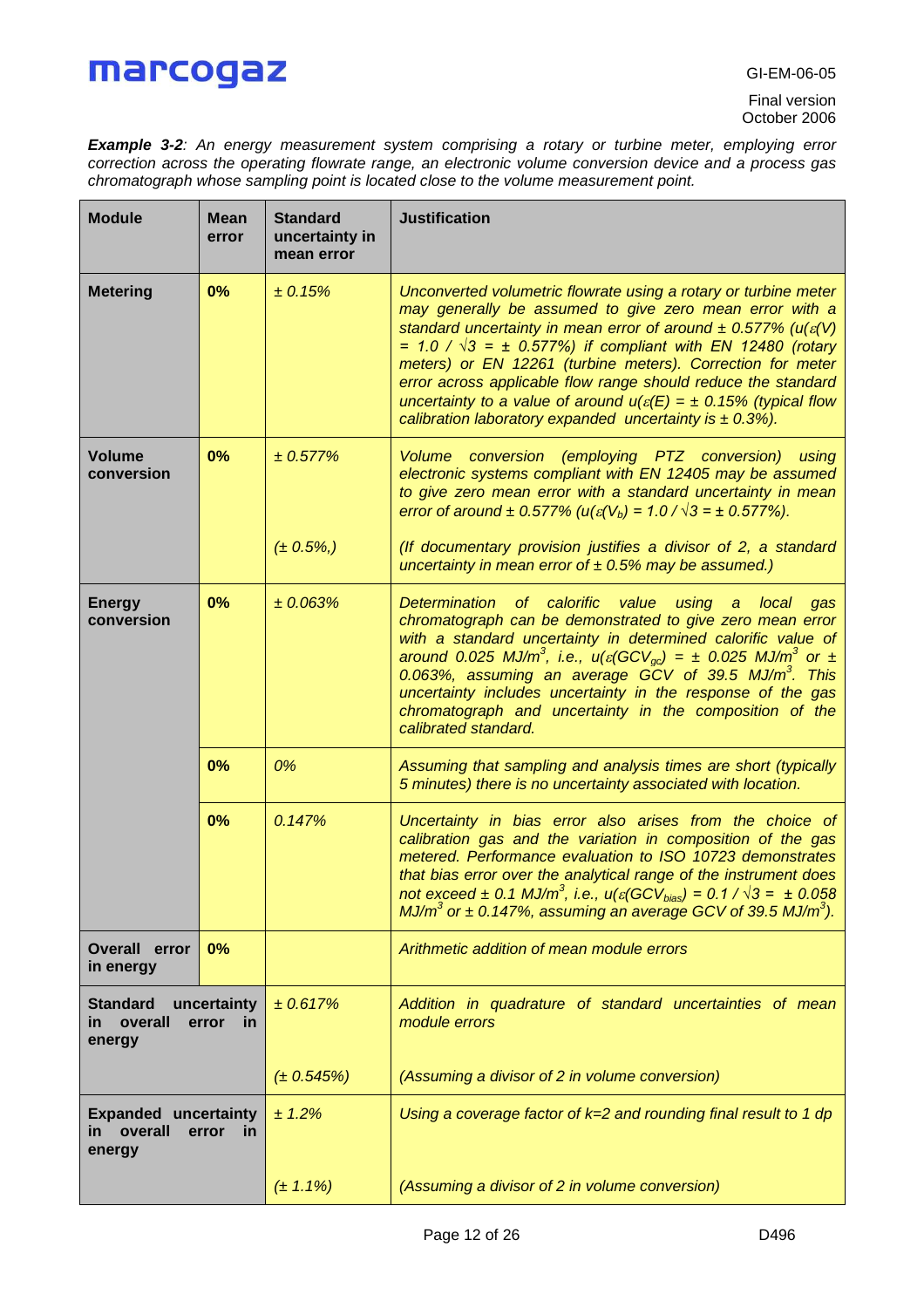***Example 3-2****: An energy measurement system comprising a rotary or turbine meter, employing error correction across the operating flowrate range, an electronic volume conversion device and a process gas chromatograph whose sampling point is located close to the volume measurement point.*

| Module | Mean error | Standard uncertainty in mean error | Justification |
|---|---|---|---|
| **Metering** | **0%** | *± 0.15%* | *Unconverted volumetric flowrate using a rotary or turbine meter may generally be assumed to give zero mean error with a standard uncertainty in mean error of around ± 0.577% ($u(\varepsilon(V) = 1.0 / \sqrt{3} = \pm 0.577\%$) if compliant with EN 12480 (rotary meters) or EN 12261 (turbine meters). Correction for meter error across applicable flow range should reduce the standard uncertainty to a value of around $u(\varepsilon(E) = \pm 0.15\%$ (typical flow calibration laboratory expanded uncertainty is ± 0.3%).* |
| **Volume conversion** | **0%** | *± 0.577%* | *Volume conversion (employing PTZ conversion) using electronic systems compliant with EN 12405 may be assumed to give zero mean error with a standard uncertainty in mean error of around ± 0.577% ($u(\varepsilon(V_b) = 1.0 / \sqrt{3} = \pm 0.577\%$).* |
| | | *(± 0.5%,)* | *(If documentary provision justifies a divisor of 2, a standard uncertainty in mean error of ± 0.5% may be assumed.)* |
| **Energy conversion** | **0%** | *± 0.063%* | *Determination of calorific value using a local gas chromatograph can be demonstrated to give zero mean error with a standard uncertainty in determined calorific value of around 0.025 MJ/m$^3$, i.e., $u(\varepsilon(GCV_{gc}) = \pm 0.025$ MJ/m$^3$ or ± 0.063%, assuming an average GCV of 39.5 MJ/m$^3$. This uncertainty includes uncertainty in the response of the gas chromatograph and uncertainty in the composition of the calibrated standard.* |
| | **0%** | *0%* | *Assuming that sampling and analysis times are short (typically 5 minutes) there is no uncertainty associated with location.* |
| | **0%** | *0.147%* | *Uncertainty in bias error also arises from the choice of calibration gas and the variation in composition of the gas metered. Performance evaluation to ISO 10723 demonstrates that bias error over the analytical range of the instrument does not exceed ± 0.1 MJ/m$^3$, i.e., $u(\varepsilon(GCV_{bias}) = 0.1 / \sqrt{3} = \pm 0.058$ MJ/m$^3$ or ± 0.147%, assuming an average GCV of 39.5 MJ/m$^3$).* |
| **Overall error in energy** | **0%** | | *Arithmetic addition of mean module errors* |
| **Standard uncertainty in overall error in energy** | | *± 0.617%* | *Addition in quadrature of standard uncertainties of mean module errors* |
| | | *(± 0.545%)* | *(Assuming a divisor of 2 in volume conversion)* |
| **Expanded uncertainty in overall error in energy** | | *± 1.2%* | *Using a coverage factor of k=2 and rounding final result to 1 dp* |
| | | *(± 1.1%)* | *(Assuming a divisor of 2 in volume conversion)* |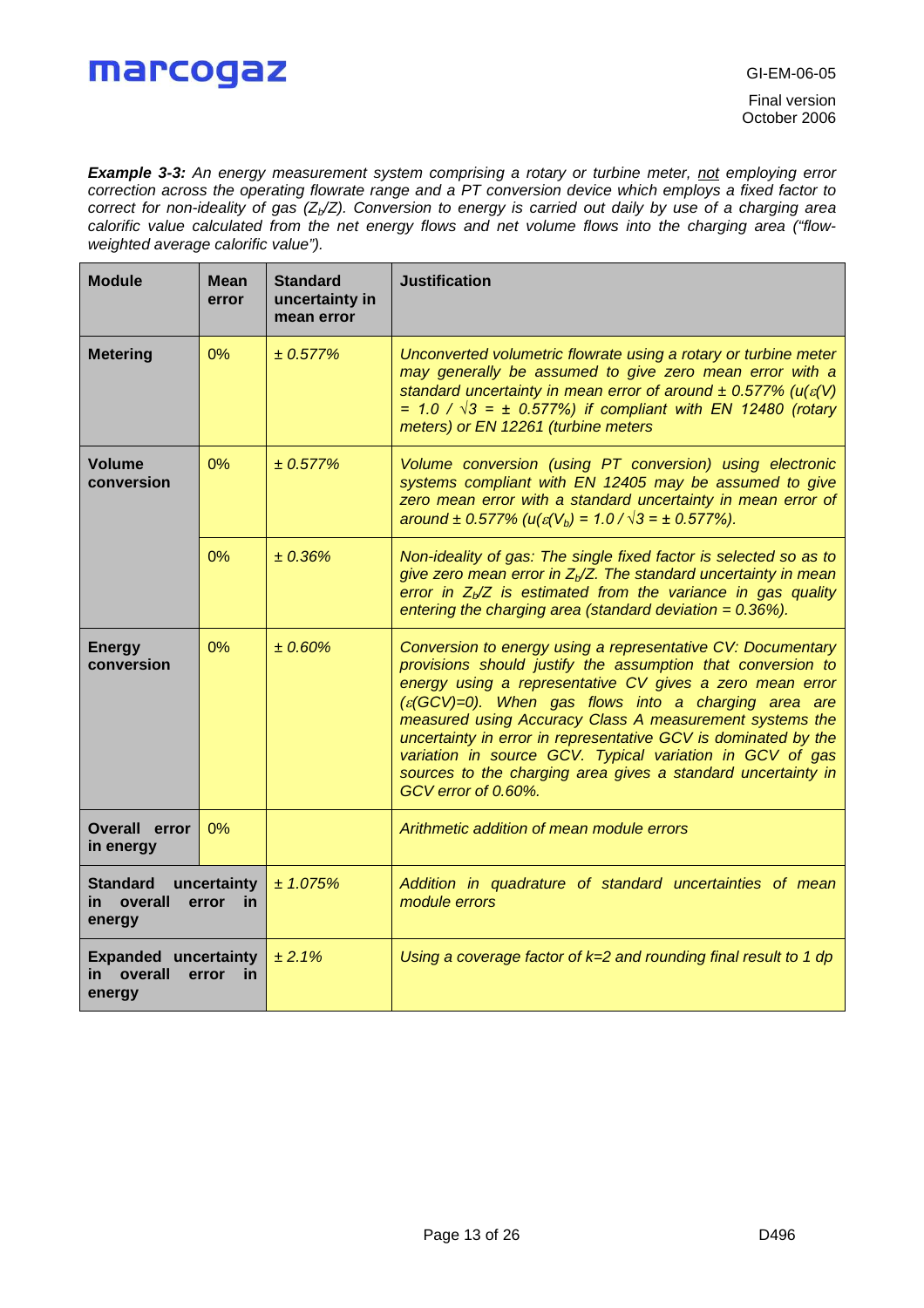***Example 3-3:*** *An energy measurement system comprising a rotary or turbine meter, not employing error correction across the operating flowrate range and a PT conversion device which employs a fixed factor to correct for non-ideality of gas ($Z_b/Z$). Conversion to energy is carried out daily by use of a charging area calorific value calculated from the net energy flows and net volume flows into the charging area ("flow-weighted average calorific value").*

| Module | Mean error | Standard uncertainty in mean error | Justification |
|---|---|---|---|
| **Metering** | 0% | ± 0.577% | *Unconverted volumetric flowrate using a rotary or turbine meter may generally be assumed to give zero mean error with a standard uncertainty in mean error of around ± 0.577% ($u(\varepsilon(V) = 1.0 / \sqrt{3} = \pm 0.577\%$) if compliant with EN 12480 (rotary meters) or EN 12261 (turbine meters* |
| **Volume conversion** | 0% | ± 0.577% | *Volume conversion (using PT conversion) using electronic systems compliant with EN 12405 may be assumed to give zero mean error with a standard uncertainty in mean error of around ± 0.577% ($u(\varepsilon(V_b) = 1.0 / \sqrt{3} = \pm 0.577\%$).* |
| | 0% | ± 0.36% | *Non-ideality of gas: The single fixed factor is selected so as to give zero mean error in $Z_b/Z$. The standard uncertainty in mean error in $Z_b/Z$ is estimated from the variance in gas quality entering the charging area (standard deviation = 0.36%).* |
| **Energy conversion** | 0% | ± 0.60% | *Conversion to energy using a representative CV: Documentary provisions should justify the assumption that conversion to energy using a representative CV gives a zero mean error ($\varepsilon(GCV)=0$). When gas flows into a charging area are measured using Accuracy Class A measurement systems the uncertainty in error in representative GCV is dominated by the variation in source GCV. Typical variation in GCV of gas sources to the charging area gives a standard uncertainty in GCV error of 0.60%.* |
| **Overall error in energy** | 0% | | *Arithmetic addition of mean module errors* |
| **Standard uncertainty in overall error in energy** | | ± 1.075% | *Addition in quadrature of standard uncertainties of mean module errors* |
| **Expanded uncertainty in overall error in energy** | | ± 2.1% | *Using a coverage factor of k=2 and rounding final result to 1 dp* |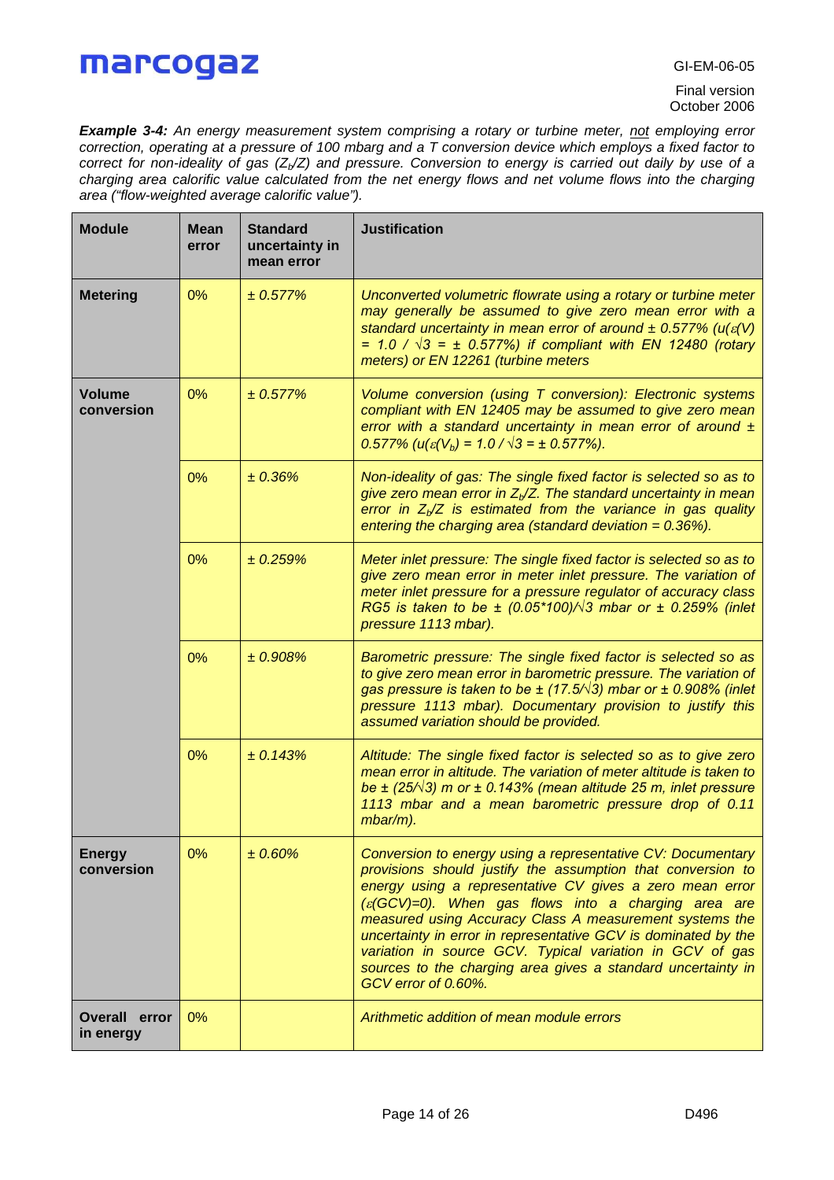***Example 3-4:*** *An energy measurement system comprising a rotary or turbine meter, not employing error correction, operating at a pressure of 100 mbarg and a T conversion device which employs a fixed factor to correct for non-ideality of gas ($Z_b/Z$) and pressure. Conversion to energy is carried out daily by use of a charging area calorific value calculated from the net energy flows and net volume flows into the charging area ("flow-weighted average calorific value").*

| Module | Mean error | Standard uncertainty in mean error | Justification |
|---|---|---|---|
| **Metering** | 0% | ± 0.577% | *Unconverted volumetric flowrate using a rotary or turbine meter may generally be assumed to give zero mean error with a standard uncertainty in mean error of around ± 0.577% ($u(\varepsilon(V) = 1.0 / \sqrt{3} = \pm 0.577\%$) if compliant with EN 12480 (rotary meters) or EN 12261 (turbine meters* |
| **Volume conversion** | 0% | ± 0.577% | *Volume conversion (using T conversion): Electronic systems compliant with EN 12405 may be assumed to give zero mean error with a standard uncertainty in mean error of around ± 0.577% ($u(\varepsilon(V_b) = 1.0 / \sqrt{3} = \pm 0.577\%$).* |
| | 0% | ± 0.36% | *Non-ideality of gas: The single fixed factor is selected so as to give zero mean error in $Z_b/Z$. The standard uncertainty in mean error in $Z_b/Z$ is estimated from the variance in gas quality entering the charging area (standard deviation = 0.36%).* |
| | 0% | ± 0.259% | *Meter inlet pressure: The single fixed factor is selected so as to give zero mean error in meter inlet pressure. The variation of meter inlet pressure for a pressure regulator of accuracy class RG5 is taken to be ± $(0.05*100)/\sqrt{3}$ mbar or ± 0.259% (inlet pressure 1113 mbar).* |
| | 0% | ± 0.908% | *Barometric pressure: The single fixed factor is selected so as to give zero mean error in barometric pressure. The variation of gas pressure is taken to be ± $(17.5/\sqrt{3})$ mbar or ± 0.908% (inlet pressure 1113 mbar). Documentary provision to justify this assumed variation should be provided.* |
| | 0% | ± 0.143% | *Altitude: The single fixed factor is selected so as to give zero mean error in altitude. The variation of meter altitude is taken to be ± $(25/\sqrt{3})$ m or ± 0.143% (mean altitude 25 m, inlet pressure 1113 mbar and a mean barometric pressure drop of 0.11 mbar/m).* |
| **Energy conversion** | 0% | ± 0.60% | *Conversion to energy using a representative CV: Documentary provisions should justify the assumption that conversion to energy using a representative CV gives a zero mean error ($\varepsilon(GCV)=0$). When gas flows into a charging area are measured using Accuracy Class A measurement systems the uncertainty in error in representative GCV is dominated by the variation in source GCV. Typical variation in GCV of gas sources to the charging area gives a standard uncertainty in GCV error of 0.60%.* |
| **Overall error in energy** | 0% | | *Arithmetic addition of mean module errors* |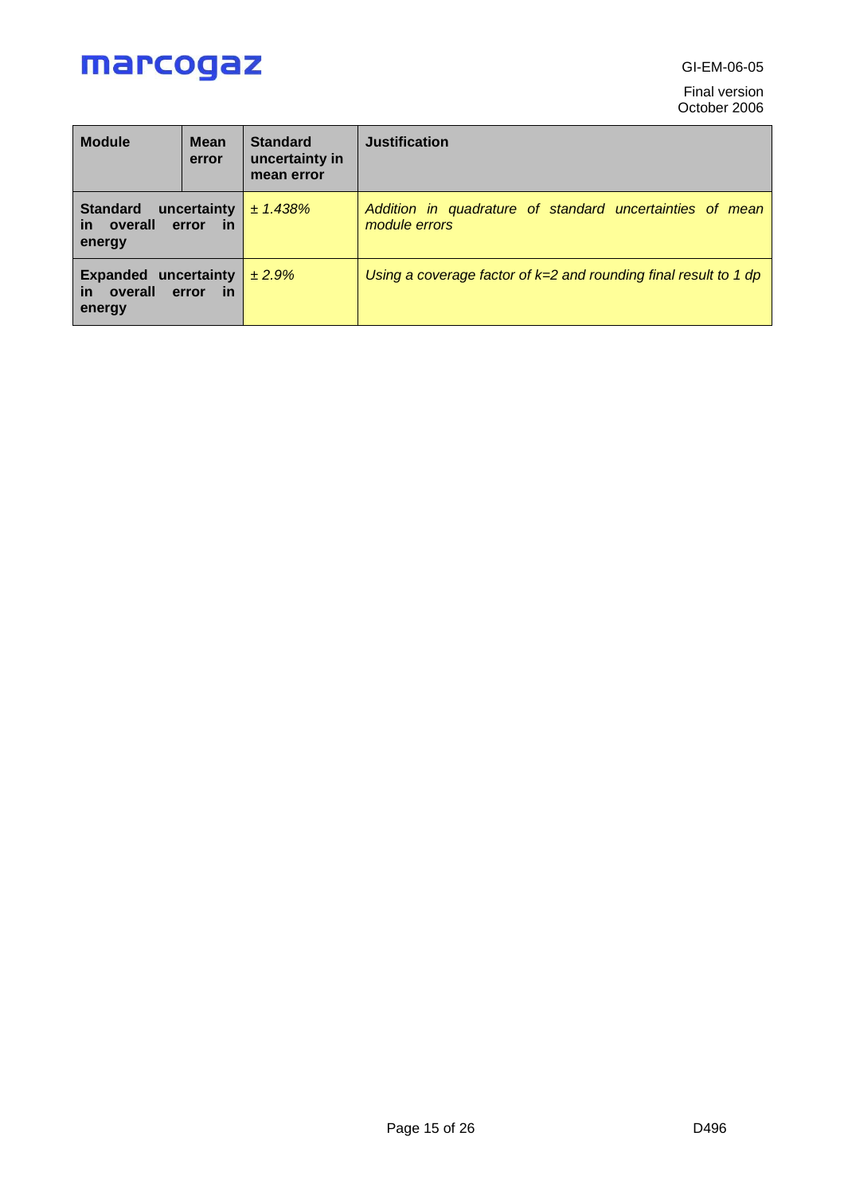| Module | Mean error | Standard uncertainty in mean error | Justification |
|---|---|---|---|
| **Standard uncertainty in overall error in energy** | | *± 1.438%* | *Addition in quadrature of standard uncertainties of mean module errors* |
| **Expanded uncertainty in overall error in energy** | | *± 2.9%* | *Using a coverage factor of k=2 and rounding final result to 1 dp* |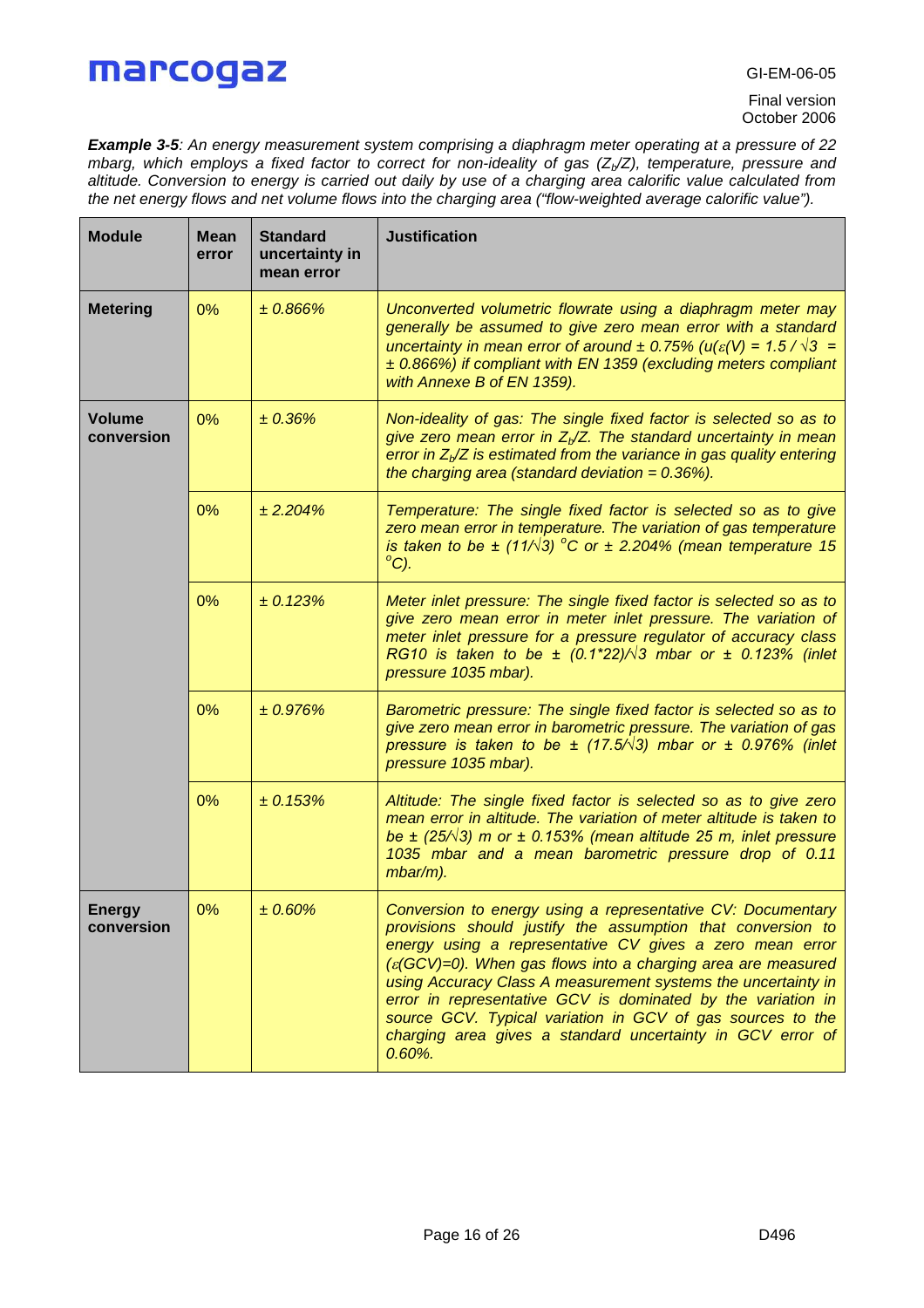***Example 3-5**: An energy measurement system comprising a diaphragm meter operating at a pressure of 22 mbarg, which employs a fixed factor to correct for non-ideality of gas ($Z_b/Z$), temperature, pressure and altitude. Conversion to energy is carried out daily by use of a charging area calorific value calculated from the net energy flows and net volume flows into the charging area ("flow-weighted average calorific value").*

| Module | Mean error | Standard uncertainty in mean error | Justification |
|---|---|---|---|
| **Metering** | 0% | *± 0.866%* | *Unconverted volumetric flowrate using a diaphragm meter may generally be assumed to give zero mean error with a standard uncertainty in mean error of around ± 0.75% ($u(\varepsilon(V) = 1.5 / \sqrt{3}$ = ± 0.866%) if compliant with EN 1359 (excluding meters compliant with Annexe B of EN 1359).* |
| **Volume conversion** | 0% | *± 0.36%* | *Non-ideality of gas: The single fixed factor is selected so as to give zero mean error in $Z_b/Z$. The standard uncertainty in mean error in $Z_b/Z$ is estimated from the variance in gas quality entering the charging area (standard deviation = 0.36%).* |
| | 0% | *± 2.204%* | *Temperature: The single fixed factor is selected so as to give zero mean error in temperature. The variation of gas temperature is taken to be ± $(11/\sqrt{3})$ $^{o}$C or ± 2.204% (mean temperature 15 $^{o}$C).* |
| | 0% | *± 0.123%* | *Meter inlet pressure: The single fixed factor is selected so as to give zero mean error in meter inlet pressure. The variation of meter inlet pressure for a pressure regulator of accuracy class RG10 is taken to be ± $(0.1*22)/\sqrt{3}$ mbar or ± 0.123% (inlet pressure 1035 mbar).* |
| | 0% | *± 0.976%* | *Barometric pressure: The single fixed factor is selected so as to give zero mean error in barometric pressure. The variation of gas pressure is taken to be ± $(17.5/\sqrt{3})$ mbar or ± 0.976% (inlet pressure 1035 mbar).* |
| | 0% | *± 0.153%* | *Altitude: The single fixed factor is selected so as to give zero mean error in altitude. The variation of meter altitude is taken to be ± $(25/\sqrt{3})$ m or ± 0.153% (mean altitude 25 m, inlet pressure 1035 mbar and a mean barometric pressure drop of 0.11 mbar/m).* |
| **Energy conversion** | 0% | *± 0.60%* | *Conversion to energy using a representative CV: Documentary provisions should justify the assumption that conversion to energy using a representative CV gives a zero mean error ($\varepsilon$(GCV)=0). When gas flows into a charging area are measured using Accuracy Class A measurement systems the uncertainty in error in representative GCV is dominated by the variation in source GCV. Typical variation in GCV of gas sources to the charging area gives a standard uncertainty in GCV error of 0.60%.* |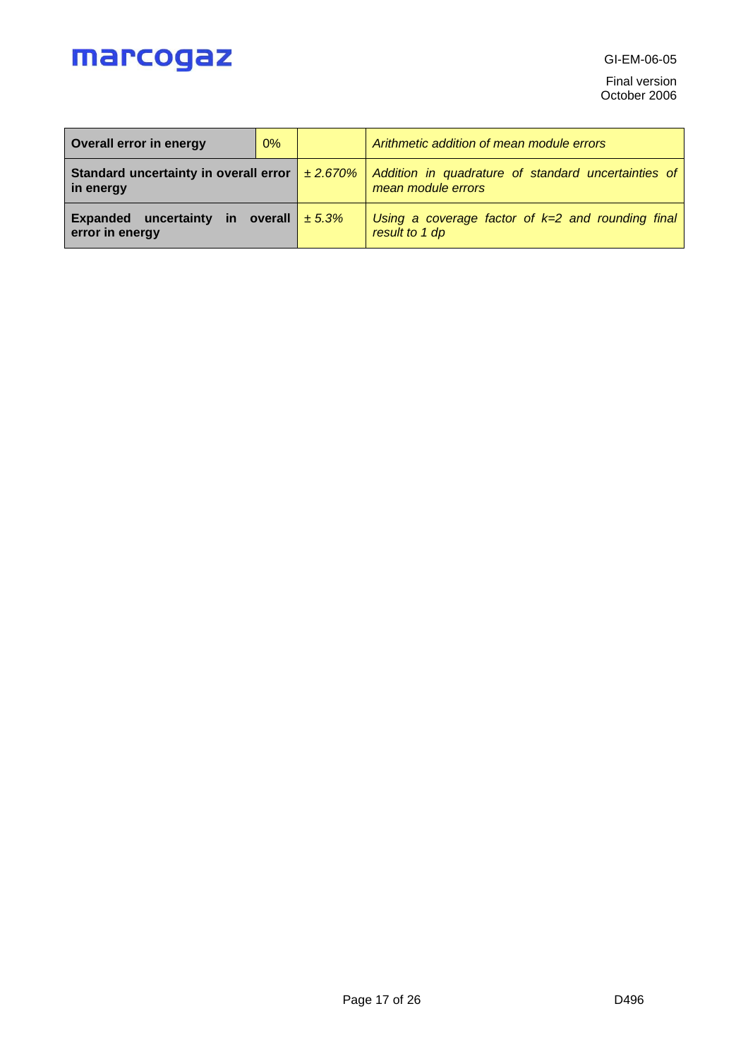| | | | |
|---|---|---|---|
| **Overall error in energy** | 0% | | *Arithmetic addition of mean module errors* |
| **Standard uncertainty in overall error in energy** | | *± 2.670%* | *Addition in quadrature of standard uncertainties of mean module errors* |
| **Expanded uncertainty in overall error in energy** | | *± 5.3%* | *Using a coverage factor of k=2 and rounding final result to 1 dp* |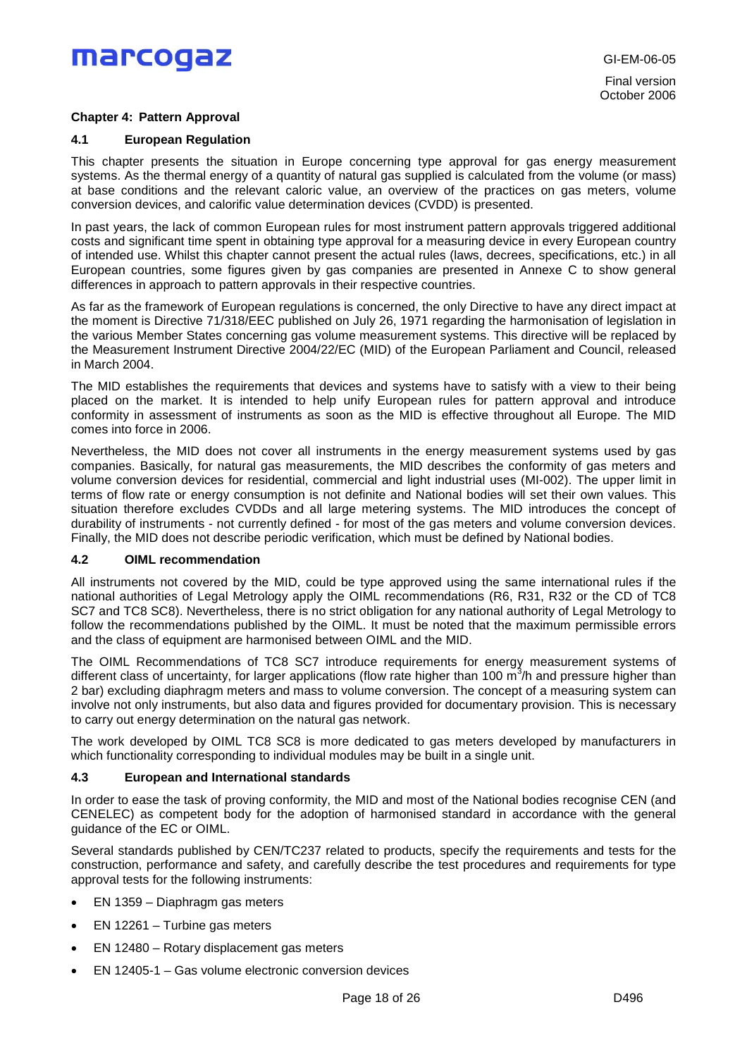## Chapter 4: Pattern Approval

### 4.1 European Regulation

This chapter presents the situation in Europe concerning type approval for gas energy measurement systems. As the thermal energy of a quantity of natural gas supplied is calculated from the volume (or mass) at base conditions and the relevant caloric value, an overview of the practices on gas meters, volume conversion devices, and calorific value determination devices (CVDD) is presented.

In past years, the lack of common European rules for most instrument pattern approvals triggered additional costs and significant time spent in obtaining type approval for a measuring device in every European country of intended use. Whilst this chapter cannot present the actual rules (laws, decrees, specifications, etc.) in all European countries, some figures given by gas companies are presented in Annexe C to show general differences in approach to pattern approvals in their respective countries.

As far as the framework of European regulations is concerned, the only Directive to have any direct impact at the moment is Directive 71/318/EEC published on July 26, 1971 regarding the harmonisation of legislation in the various Member States concerning gas volume measurement systems. This directive will be replaced by the Measurement Instrument Directive 2004/22/EC (MID) of the European Parliament and Council, released in March 2004.

The MID establishes the requirements that devices and systems have to satisfy with a view to their being placed on the market. It is intended to help unify European rules for pattern approval and introduce conformity in assessment of instruments as soon as the MID is effective throughout all Europe. The MID comes into force in 2006.

Nevertheless, the MID does not cover all instruments in the energy measurement systems used by gas companies. Basically, for natural gas measurements, the MID describes the conformity of gas meters and volume conversion devices for residential, commercial and light industrial uses (MI-002). The upper limit in terms of flow rate or energy consumption is not definite and National bodies will set their own values. This situation therefore excludes CVDDs and all large metering systems. The MID introduces the concept of durability of instruments - not currently defined - for most of the gas meters and volume conversion devices. Finally, the MID does not describe periodic verification, which must be defined by National bodies.

### 4.2 OIML recommendation

All instruments not covered by the MID, could be type approved using the same international rules if the national authorities of Legal Metrology apply the OIML recommendations (R6, R31, R32 or the CD of TC8 SC7 and TC8 SC8). Nevertheless, there is no strict obligation for any national authority of Legal Metrology to follow the recommendations published by the OIML. It must be noted that the maximum permissible errors and the class of equipment are harmonised between OIML and the MID.

The OIML Recommendations of TC8 SC7 introduce requirements for energy measurement systems of different class of uncertainty, for larger applications (flow rate higher than 100 $m^3$/h and pressure higher than 2 bar) excluding diaphragm meters and mass to volume conversion. The concept of a measuring system can involve not only instruments, but also data and figures provided for documentary provision. This is necessary to carry out energy determination on the natural gas network.

The work developed by OIML TC8 SC8 is more dedicated to gas meters developed by manufacturers in which functionality corresponding to individual modules may be built in a single unit.

### 4.3 European and International standards

In order to ease the task of proving conformity, the MID and most of the National bodies recognise CEN (and CENELEC) as competent body for the adoption of harmonised standard in accordance with the general guidance of the EC or OIML.

Several standards published by CEN/TC237 related to products, specify the requirements and tests for the construction, performance and safety, and carefully describe the test procedures and requirements for type approval tests for the following instruments:

- EN 1359 – Diaphragm gas meters
- EN 12261 – Turbine gas meters
- EN 12480 – Rotary displacement gas meters
- EN 12405-1 – Gas volume electronic conversion devices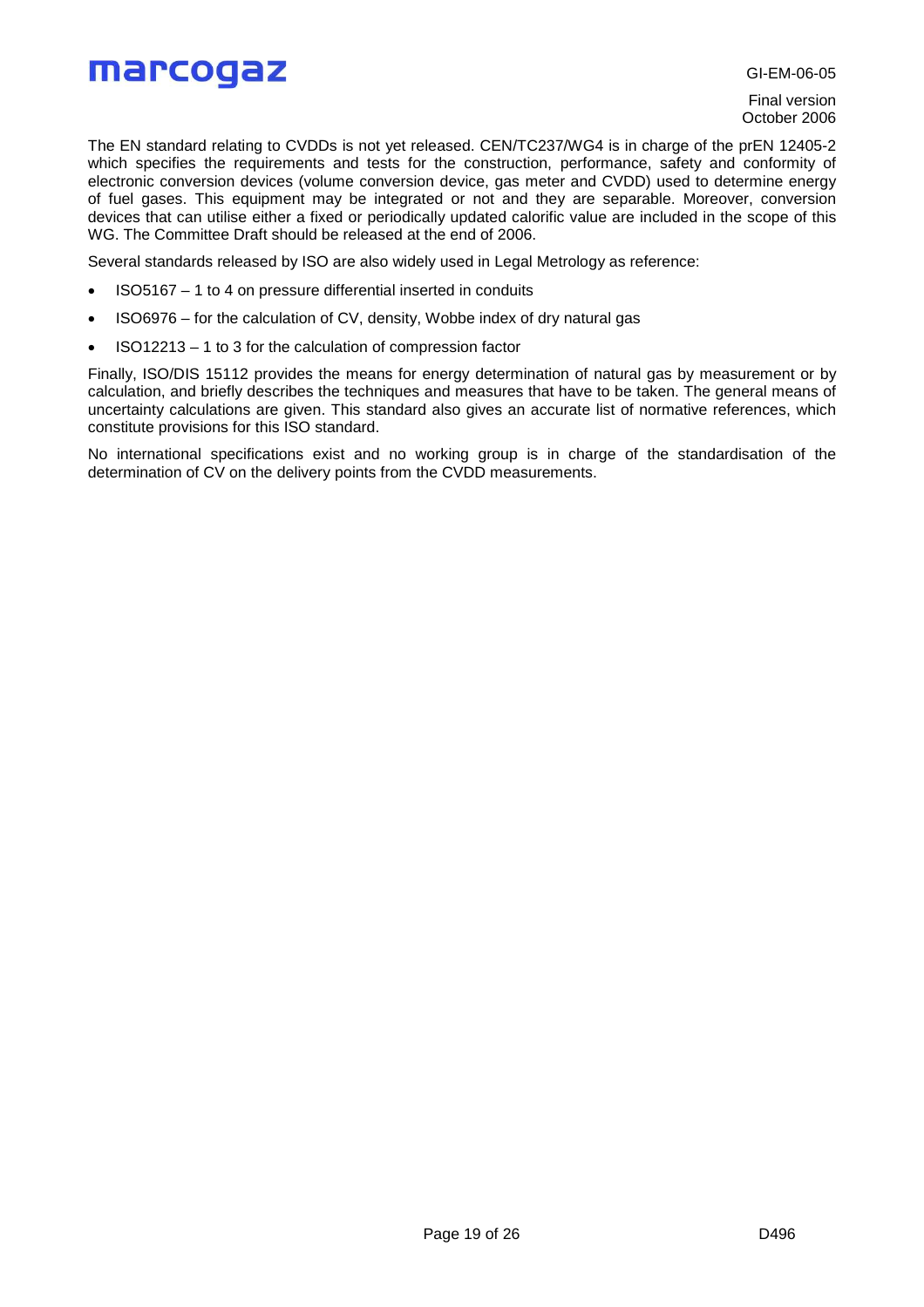The EN standard relating to CVDDs is not yet released. CEN/TC237/WG4 is in charge of the prEN 12405-2 which specifies the requirements and tests for the construction, performance, safety and conformity of electronic conversion devices (volume conversion device, gas meter and CVDD) used to determine energy of fuel gases. This equipment may be integrated or not and they are separable. Moreover, conversion devices that can utilise either a fixed or periodically updated calorific value are included in the scope of this WG. The Committee Draft should be released at the end of 2006.

Several standards released by ISO are also widely used in Legal Metrology as reference:

- ISO5167 – 1 to 4 on pressure differential inserted in conduits
- ISO6976 – for the calculation of CV, density, Wobbe index of dry natural gas
- ISO12213 – 1 to 3 for the calculation of compression factor

Finally, ISO/DIS 15112 provides the means for energy determination of natural gas by measurement or by calculation, and briefly describes the techniques and measures that have to be taken. The general means of uncertainty calculations are given. This standard also gives an accurate list of normative references, which constitute provisions for this ISO standard.

No international specifications exist and no working group is in charge of the standardisation of the determination of CV on the delivery points from the CVDD measurements.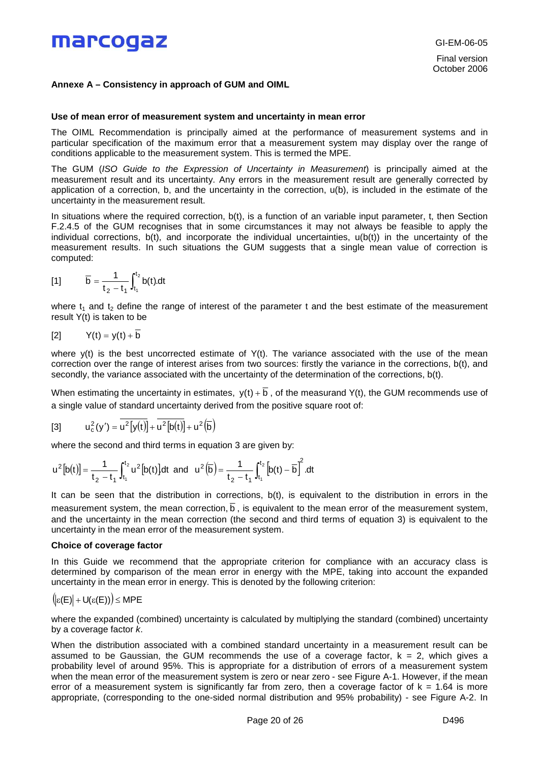## Annexe A – Consistency in approach of GUM and OIML

### Use of mean error of measurement system and uncertainty in mean error

The OIML Recommendation is principally aimed at the performance of measurement systems and in particular specification of the maximum error that a measurement system may display over the range of conditions applicable to the measurement system. This is termed the MPE.

The GUM (*ISO Guide to the Expression of Uncertainty in Measurement*) is principally aimed at the measurement result and its uncertainty. Any errors in the measurement result are generally corrected by application of a correction, b, and the uncertainty in the correction, u(b), is included in the estimate of the uncertainty in the measurement result.

In situations where the required correction, b(t), is a function of an variable input parameter, t, then Section F.2.4.5 of the GUM recognises that in some circumstances it may not always be feasible to apply the individual corrections, b(t), and incorporate the individual uncertainties, u(b(t)) in the uncertainty of the measurement results. In such situations the GUM suggests that a single mean value of correction is computed:

$$[1] \qquad \overline{b} = \frac{1}{t_2 - t_1}\int_{t_1}^{t_2} b(t).dt$$

where $t_1$ and $t_2$ define the range of interest of the parameter t and the best estimate of the measurement result Y(t) is taken to be

$$[2] \qquad Y(t) = y(t) + \overline{b}$$

where y(t) is the best uncorrected estimate of Y(t). The variance associated with the use of the mean correction over the range of interest arises from two sources: firstly the variance in the corrections, b(t), and secondly, the variance associated with the uncertainty of the determination of the corrections, b(t).

When estimating the uncertainty in estimates, $y(t) + \overline{b}$, of the measurand Y(t), the GUM recommends use of a single value of standard uncertainty derived from the positive square root of:

$$[3] \qquad u_c^2(y') = \overline{u^2[y(t)]} + \overline{u^2[b(t)]} + u^2(\overline{b})$$

where the second and third terms in equation 3 are given by:

$$\overline{u^2[b(t)]} = \frac{1}{t_2 - t_1}\int_{t_1}^{t_2} u^2[b(t)].dt \text{ and } u^2(\overline{b}) = \frac{1}{t_2 - t_1}\int_{t_1}^{t_2}\left[b(t) - \overline{b}\right]^2.dt$$

It can be seen that the distribution in corrections, b(t), is equivalent to the distribution in errors in the measurement system, the mean correction, $\overline{b}$, is equivalent to the mean error of the measurement system, and the uncertainty in the mean correction (the second and third terms of equation 3) is equivalent to the uncertainty in the mean error of the measurement system.

### Choice of coverage factor

In this Guide we recommend that the appropriate criterion for compliance with an accuracy class is determined by comparison of the mean error in energy with the MPE, taking into account the expanded uncertainty in the mean error in energy. This is denoted by the following criterion:

$$\left(|\varepsilon(E)| + U(\varepsilon(E))\right) \leq MPE$$

where the expanded (combined) uncertainty is calculated by multiplying the standard (combined) uncertainty by a coverage factor *k*.

When the distribution associated with a combined standard uncertainty in a measurement result can be assumed to be Gaussian, the GUM recommends the use of a coverage factor, k = 2, which gives a probability level of around 95%. This is appropriate for a distribution of errors of a measurement system when the mean error of the measurement system is zero or near zero - see Figure A-1. However, if the mean error of a measurement system is significantly far from zero, then a coverage factor of k = 1.64 is more appropriate, (corresponding to the one-sided normal distribution and 95% probability) - see Figure A-2. In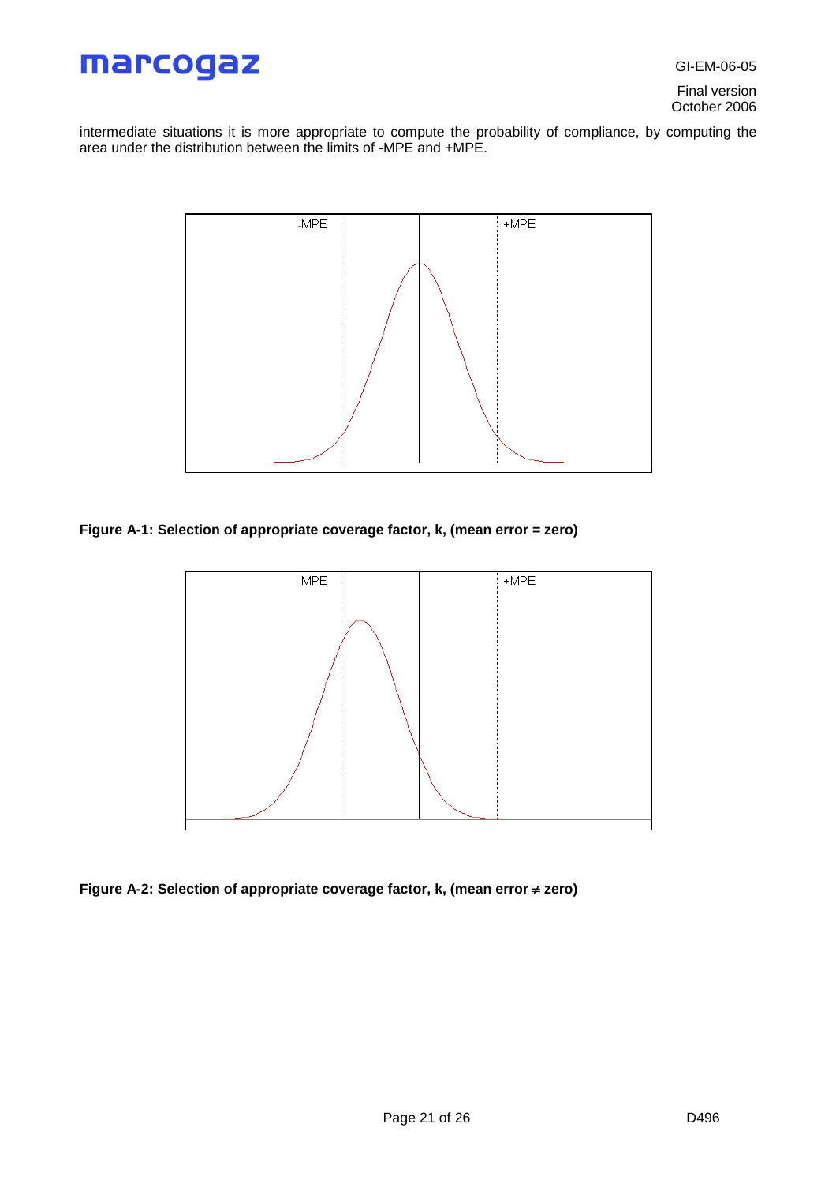intermediate situations it is more appropriate to compute the probability of compliance, by computing the area under the distribution between the limits of -MPE and +MPE.

**Figure A-1: Selection of appropriate coverage factor, k, (mean error = zero)**

**Figure A-2: Selection of appropriate coverage factor, k, (mean error ≠ zero)**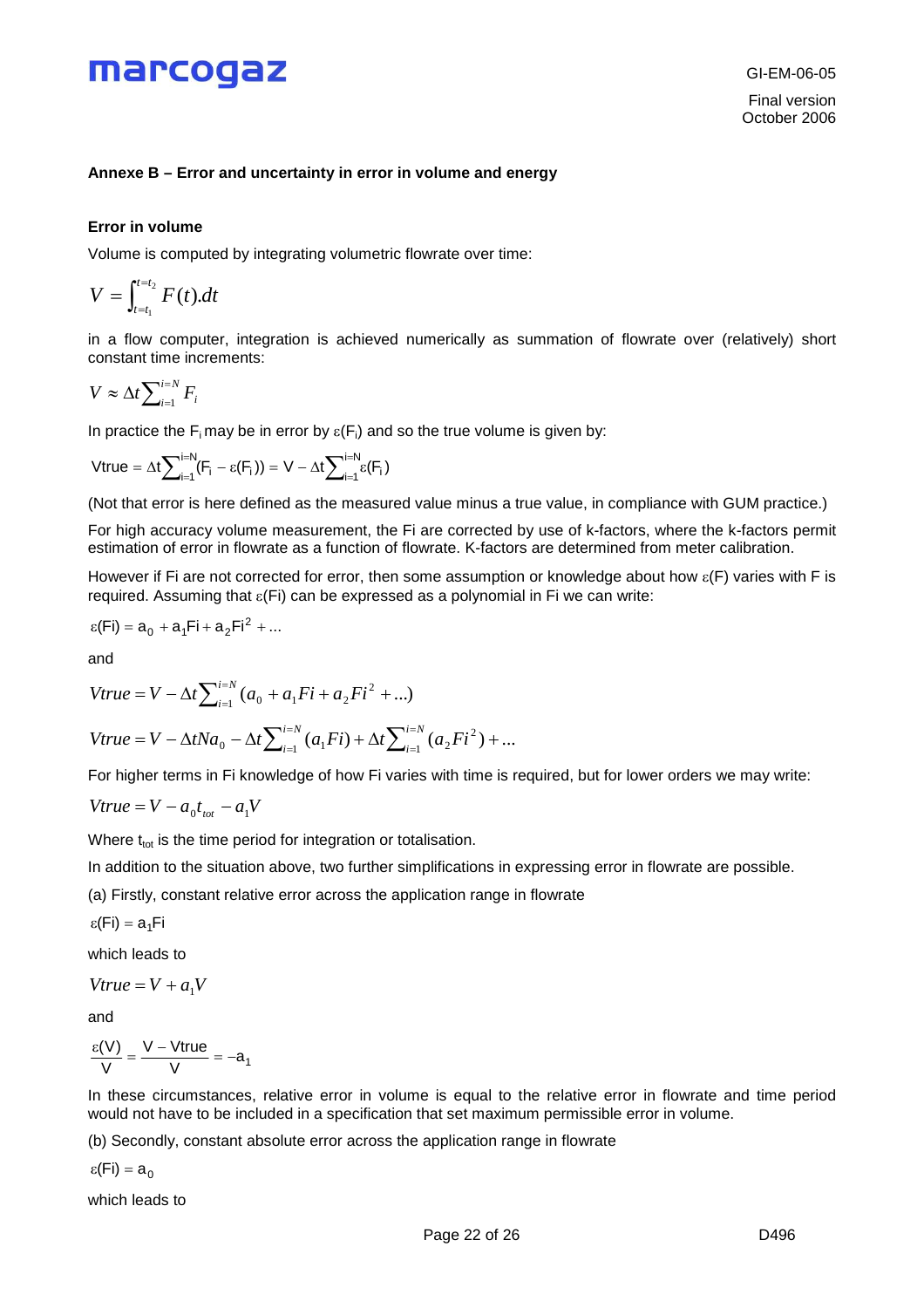## Annexe B – Error and uncertainty in error in volume and energy

### Error in volume

Volume is computed by integrating volumetric flowrate over time:

$$V = \int_{t=t_1}^{t=t_2} F(t).dt$$

in a flow computer, integration is achieved numerically as summation of flowrate over (relatively) short constant time increments:

$$V \approx \Delta t \sum_{i=1}^{i=N} F_i$$

In practice the $F_i$ may be in error by $\varepsilon(F_i)$ and so the true volume is given by:

$$\text{Vtrue} = \Delta t \sum_{i=1}^{i=N} (F_i - \varepsilon(F_i)) = V - \Delta t \sum_{i=1}^{i=N} \varepsilon(F_i)$$

(Not that error is here defined as the measured value minus a true value, in compliance with GUM practice.)

For high accuracy volume measurement, the Fi are corrected by use of k-factors, where the k-factors permit estimation of error in flowrate as a function of flowrate. K-factors are determined from meter calibration.

However if Fi are not corrected for error, then some assumption or knowledge about how $\varepsilon(F)$ varies with F is required. Assuming that $\varepsilon(Fi)$ can be expressed as a polynomial in Fi we can write:

$$\varepsilon(Fi) = a_0 + a_1 Fi + a_2 Fi^2 + \ldots$$

and

$$Vtrue = V - \Delta t \sum_{i=1}^{i=N} (a_0 + a_1 Fi + a_2 Fi^2 + \ldots)$$

$$Vtrue = V - \Delta t N a_0 - \Delta t \sum_{i=1}^{i=N} (a_1 Fi) + \Delta t \sum_{i=1}^{i=N} (a_2 Fi^2) + \ldots$$

For higher terms in Fi knowledge of how Fi varies with time is required, but for lower orders we may write:

$$Vtrue = V - a_0 t_{tot} - a_1 V$$

Where $t_{tot}$ is the time period for integration or totalisation.

In addition to the situation above, two further simplifications in expressing error in flowrate are possible.

(a) Firstly, constant relative error across the application range in flowrate

$$\varepsilon(Fi) = a_1 Fi$$

which leads to

$$Vtrue = V + a_1 V$$

and

$$\frac{\varepsilon(V)}{V} = \frac{V - Vtrue}{V} = -a_1$$

In these circumstances, relative error in volume is equal to the relative error in flowrate and time period would not have to be included in a specification that set maximum permissible error in volume.

(b) Secondly, constant absolute error across the application range in flowrate

$$\varepsilon(Fi) = a_0$$

which leads to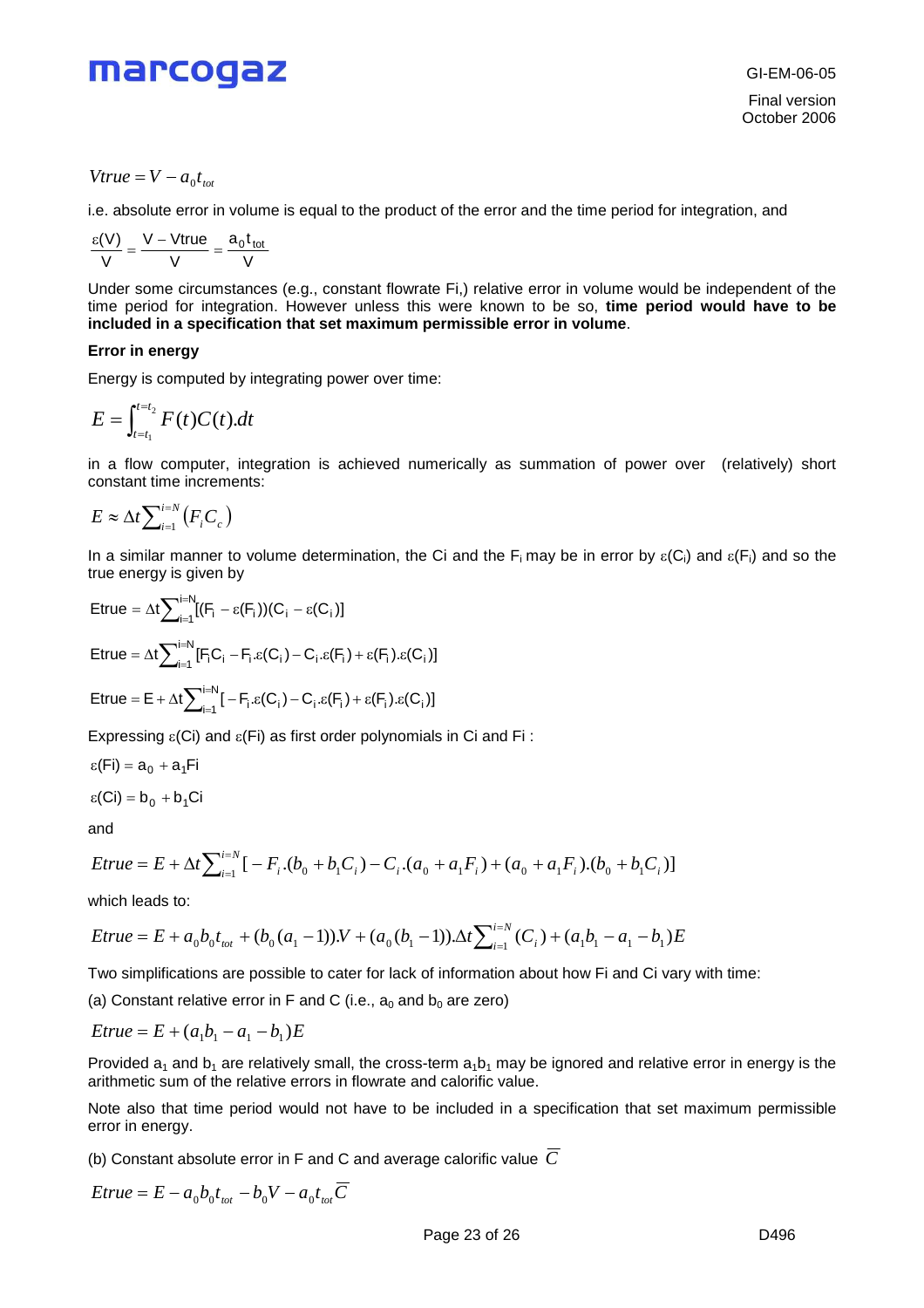$$Vtrue = V - a_0 t_{tot}$$

i.e. absolute error in volume is equal to the product of the error and the time period for integration, and

$$\frac{\varepsilon(V)}{V} = \frac{V - Vtrue}{V} = \frac{a_0 t_{tot}}{V}$$

Under some circumstances (e.g., constant flowrate Fi,) relative error in volume would be independent of the time period for integration. However unless this were known to be so, **time period would have to be included in a specification that set maximum permissible error in volume**.

**Error in energy**

Energy is computed by integrating power over time:

$$E = \int_{t=t_1}^{t=t_2} F(t)C(t).dt$$

in a flow computer, integration is achieved numerically as summation of power over (relatively) short constant time increments:

$$E \approx \Delta t \sum_{i=1}^{i=N} \left( F_i C_c \right)$$

In a similar manner to volume determination, the Ci and the $F_i$ may be in error by $\varepsilon(C_i)$ and $\varepsilon(F_i)$ and so the true energy is given by

$$\text{Etrue} = \Delta t \sum_{i=1}^{i=N} [(F_i - \varepsilon(F_i))(C_i - \varepsilon(C_i)]$$

$$\text{Etrue} = \Delta t \sum_{i=1}^{i=N} [F_i C_i - F_i.\varepsilon(C_i) - C_i.\varepsilon(F_i) + \varepsilon(F_i).\varepsilon(C_i)]$$

$$\text{Etrue} = \text{E} + \Delta t \sum_{i=1}^{i=N} [-F_i.\varepsilon(C_i) - C_i.\varepsilon(F_i) + \varepsilon(F_i).\varepsilon(C_i)]$$

Expressing $\varepsilon$(Ci) and $\varepsilon$(Fi) as first order polynomials in Ci and Fi :

$$\varepsilon(\text{Fi}) = a_0 + a_1\text{Fi}$$

$$\varepsilon(\text{Ci}) = b_0 + b_1\text{Ci}$$

and

$$Etrue = E + \Delta t \sum_{i=1}^{i=N} [-F_i.(b_0 + b_1 C_i) - C_i.(a_0 + a_1 F_i) + (a_0 + a_1 F_i).(b_0 + b_1 C_i)]$$

which leads to:

$$Etrue = E + a_0 b_0 t_{tot} + (b_0(a_1 - 1)).V + (a_0(b_1 - 1)).\Delta t \sum_{i=1}^{i=N} (C_i) + (a_1 b_1 - a_1 - b_1)E$$

Two simplifications are possible to cater for lack of information about how Fi and Ci vary with time:

(a) Constant relative error in F and C (i.e., $a_0$ and $b_0$ are zero)

$$Etrue = E + (a_1 b_1 - a_1 - b_1)E$$

Provided $a_1$ and $b_1$ are relatively small, the cross-term $a_1 b_1$ may be ignored and relative error in energy is the arithmetic sum of the relative errors in flowrate and calorific value.

Note also that time period would not have to be included in a specification that set maximum permissible error in energy.

(b) Constant absolute error in F and C and average calorific value $\overline{C}$

$$Etrue = E - a_0 b_0 t_{tot} - b_0 V - a_0 t_{tot} \overline{C}$$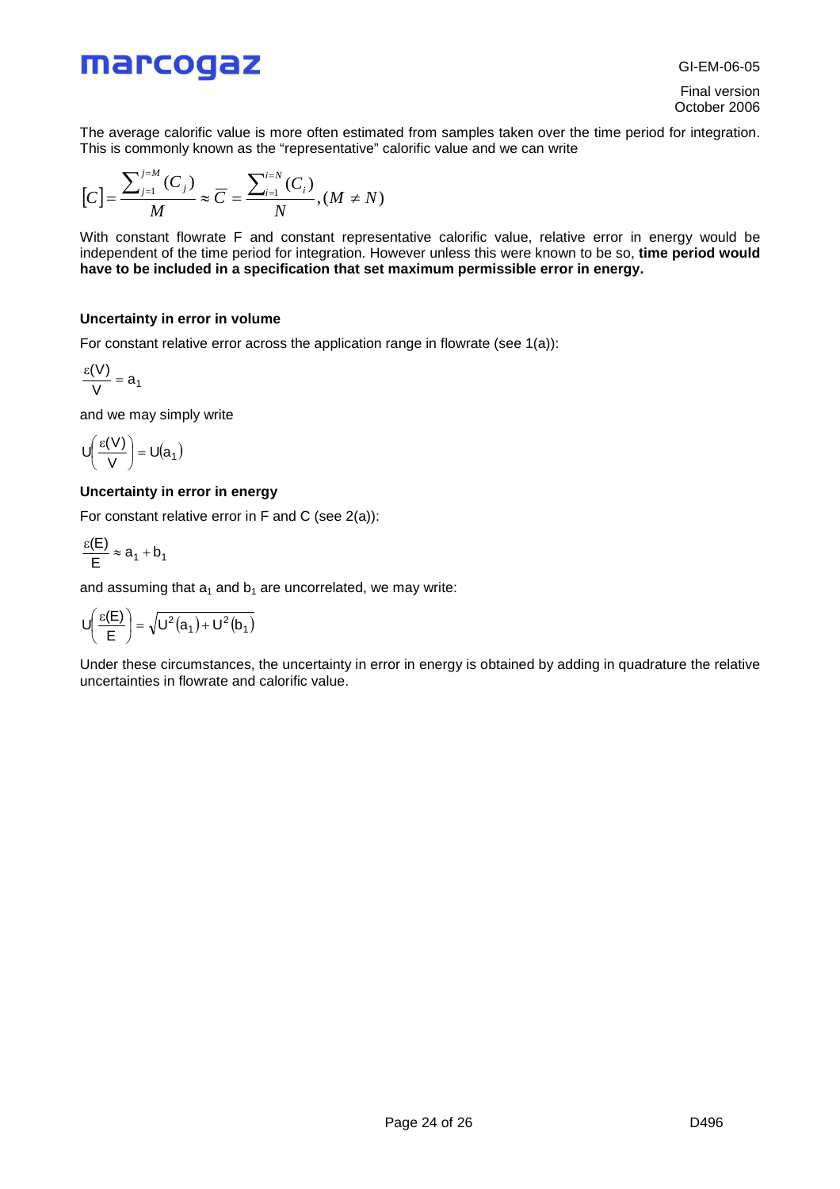The average calorific value is more often estimated from samples taken over the time period for integration. This is commonly known as the “representative” calorific value and we can write

$$[C] = \frac{\sum_{j=1}^{j=M} (C_j)}{M} \approx \overline{C} = \frac{\sum_{i=1}^{i=N} (C_i)}{N}, (M \neq N)$$

With constant flowrate F and constant representative calorific value, relative error in energy would be independent of the time period for integration. However unless this were known to be so, **time period would have to be included in a specification that set maximum permissible error in energy.**

**Uncertainty in error in volume**

For constant relative error across the application range in flowrate (see 1(a)):

$$\frac{\varepsilon(V)}{V} = a_1$$

and we may simply write

$$U\left(\frac{\varepsilon(V)}{V}\right) = U(a_1)$$

**Uncertainty in error in energy**

For constant relative error in F and C (see 2(a)):

$$\frac{\varepsilon(E)}{E} \approx a_1 + b_1$$

and assuming that $a_1$ and $b_1$ are uncorrelated, we may write:

$$U\left(\frac{\varepsilon(E)}{E}\right) = \sqrt{U^2(a_1) + U^2(b_1)}$$

Under these circumstances, the uncertainty in error in energy is obtained by adding in quadrature the relative uncertainties in flowrate and calorific value.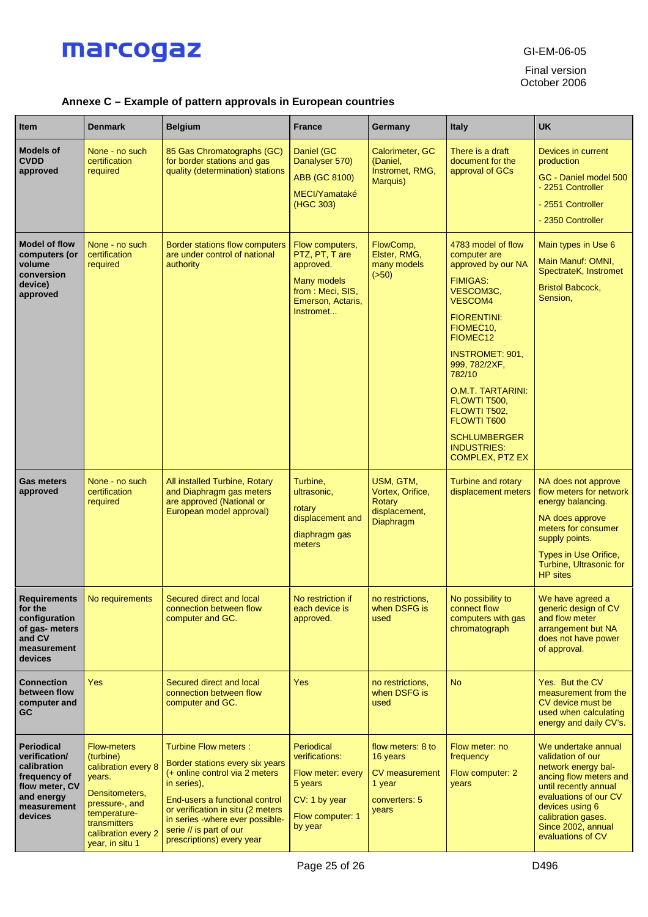### Annexe C – Example of pattern approvals in European countries

| Item | Denmark | Belgium | France | Germany | Italy | UK |
|---|---|---|---|---|---|---|
| **Models of CVDD approved** | None - no such certification required | 85 Gas Chromatographs (GC) for border stations and gas quality (determination) stations | Daniel (GC Danalyser 570)<br>ABB (GC 8100)<br>MECI/Yamataké (HGC 303) | Calorimeter, GC (Daniel, Instromet, RMG, Marquis) | There is a draft document for the approval of GCs | Devices in current production<br>GC - Daniel model 500 - 2251 Controller<br>- 2551 Controller<br>- 2350 Controller |
| **Model of flow computers (or volume conversion device) approved** | None - no such certification required | Border stations flow computers are under control of national authority | Flow computers, PTZ, PT, T are approved.<br>Many models from : Meci, SIS, Emerson, Actaris, Instromet... | FlowComp, Elster, RMG, many models (>50) | 4783 model of flow computer are approved by our NA<br>FIMIGAS: VESCOM3C, VESCOM4<br>FIORENTINI: FIOMEC10, FIOMEC12<br>INSTROMET: 901, 999, 782/2XF, 782/10<br>O.M.T. TARTARINI: FLOWTI T500, FLOWTI T502, FLOWTI T600<br>SCHLUMBERGER INDUSTRIES: COMPLEX, PTZ EX | Main types in Use 6<br>Main Manuf: OMNI, SpectrateK, Instromet<br>Bristol Babcock, Sension, |
| **Gas meters approved** | None - no such certification required | All installed Turbine, Rotary and Diaphragm gas meters are approved (National or European model approval) | Turbine, ultrasonic,<br>rotary displacement and<br>diaphragm gas meters | USM, GTM, Vortex, Orifice, Rotary displacement, Diaphragm | Turbine and rotary displacement meters | NA does not approve flow meters for network energy balancing.<br>NA does approve meters for consumer supply points.<br>Types in Use Orifice, Turbine, Ultrasonic for HP sites |
| **Requirements for the configuration of gas- meters and CV measurement devices** | No requirements | Secured direct and local connection between flow computer and GC. | No restriction if each device is approved. | no restrictions, when DSFG is used | No possibility to connect flow computers with gas chromatograph | We have agreed a generic design of CV and flow meter arrangement but NA does not have power of approval. |
| **Connection between flow computer and GC** | Yes | Secured direct and local connection between flow computer and GC. | Yes | no restrictions, when DSFG is used | No | Yes. But the CV measurement from the CV device must be used when calculating energy and daily CV's. |
| **Periodical verification/ calibration frequency of flow meter, CV and energy measurement devices** | Flow-meters (turbine) calibration every 8 years.<br>Densitometers, pressure-, and temperature-transmitters calibration every 2 year, in situ 1 | Turbine Flow meters :<br>Border stations every six years (+ online control via 2 meters in series),<br>End-users a functional control or verification in situ (2 meters in series -where ever possible- serie // is part of our prescriptions) every year | Periodical verifications:<br>Flow meter: every 5 years<br>CV: 1 by year<br>Flow computer: 1 by year | flow meters: 8 to 16 years<br>CV measurement 1 year<br>converters: 5 years | Flow meter: no frequency<br>Flow computer: 2 years | We undertake annual validation of our network energy bal-ancing flow meters and until recently annual evaluations of our CV devices using 6 calibration gases. Since 2002, annual evaluations of CV |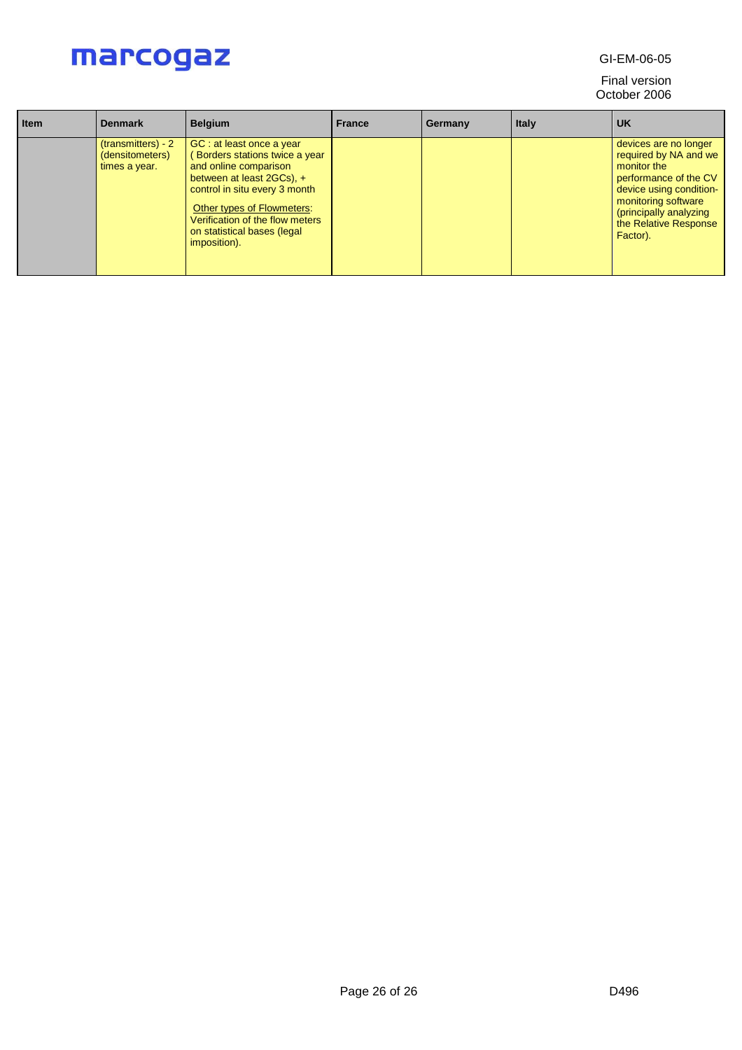| Item | Denmark | Belgium | France | Germany | Italy | UK |
|---|---|---|---|---|---|---|
| | (transmitters) - 2 (densitometers) times a year. | GC : at least once a year ( Borders stations twice a year and online comparison between at least 2GCs), + control in situ every 3 month<br><br>Other types of Flowmeters: Verification of the flow meters on statistical bases (legal imposition). | | | | devices are no longer required by NA and we monitor the performance of the CV device using condition-monitoring software (principally analyzing the Relative Response Factor). |